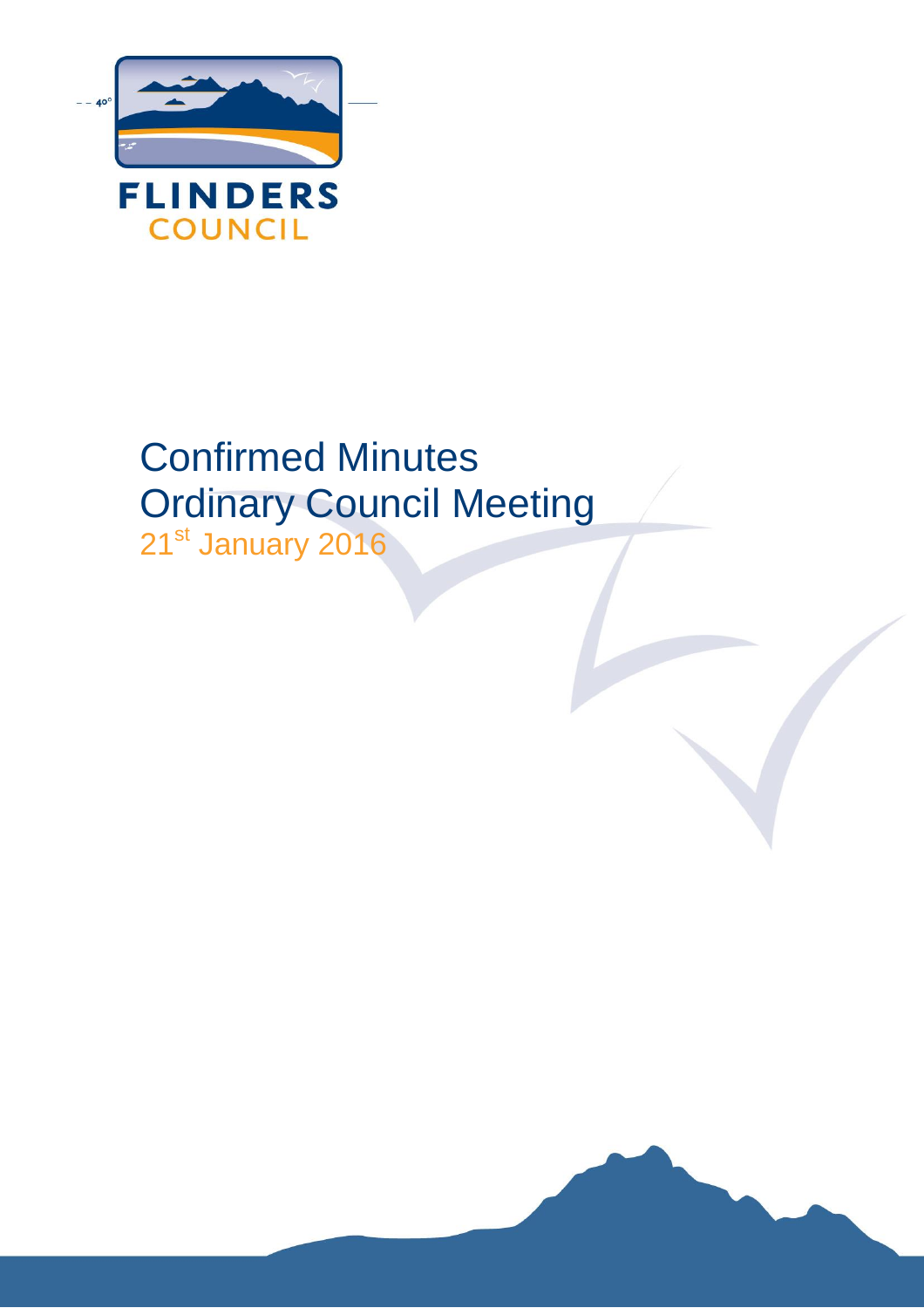FLINDERS COUNCIL

# Confirmed Minutes
# Ordinary Council Meeting
21st January 2016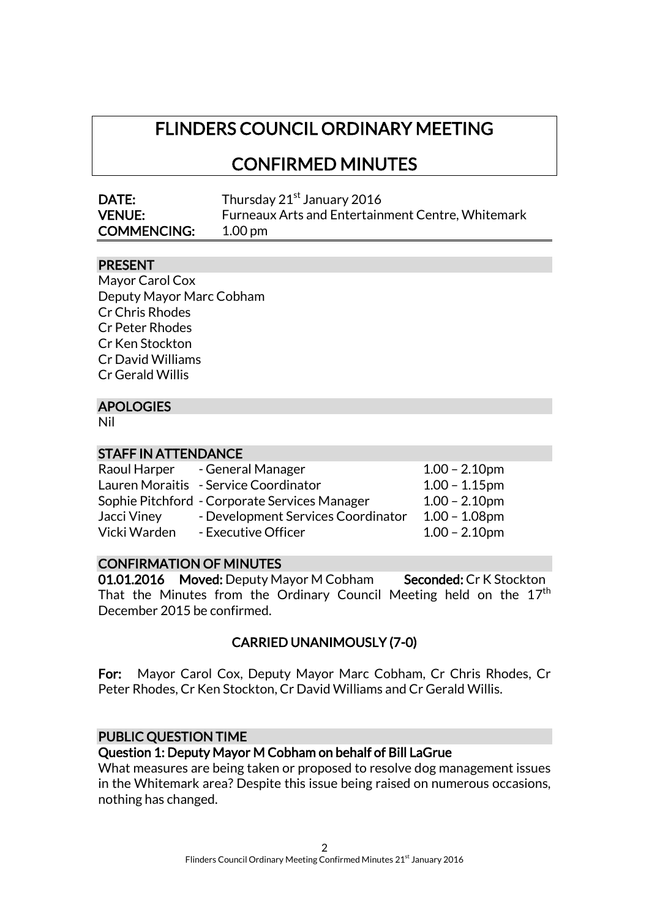# FLINDERS COUNCIL ORDINARY MEETING

# CONFIRMED MINUTES

| | |
|---|---|
| **DATE:** | Thursday 21st January 2016 |
| **VENUE:** | Furneaux Arts and Entertainment Centre, Whitemark |
| **COMMENCING:** | 1.00 pm |

## PRESENT

Mayor Carol Cox
Deputy Mayor Marc Cobham
Cr Chris Rhodes
Cr Peter Rhodes
Cr Ken Stockton
Cr David Williams
Cr Gerald Willis

## APOLOGIES

Nil

## STAFF IN ATTENDANCE

| | | |
|---|---|---|
| Raoul Harper | - General Manager | 1.00 – 2.10pm |
| Lauren Moraitis | - Service Coordinator | 1.00 – 1.15pm |
| Sophie Pitchford | - Corporate Services Manager | 1.00 – 2.10pm |
| Jacci Viney | - Development Services Coordinator | 1.00 – 1.08pm |
| Vicki Warden | - Executive Officer | 1.00 – 2.10pm |

## CONFIRMATION OF MINUTES

**01.01.2016 Moved:** Deputy Mayor M Cobham **Seconded:** Cr K Stockton

That the Minutes from the Ordinary Council Meeting held on the 17th December 2015 be confirmed.

**CARRIED UNANIMOUSLY (7-0)**

**For:** Mayor Carol Cox, Deputy Mayor Marc Cobham, Cr Chris Rhodes, Cr Peter Rhodes, Cr Ken Stockton, Cr David Williams and Cr Gerald Willis.

## PUBLIC QUESTION TIME

**Question 1: Deputy Mayor M Cobham on behalf of Bill LaGrue**

What measures are being taken or proposed to resolve dog management issues in the Whitemark area? Despite this issue being raised on numerous occasions, nothing has changed.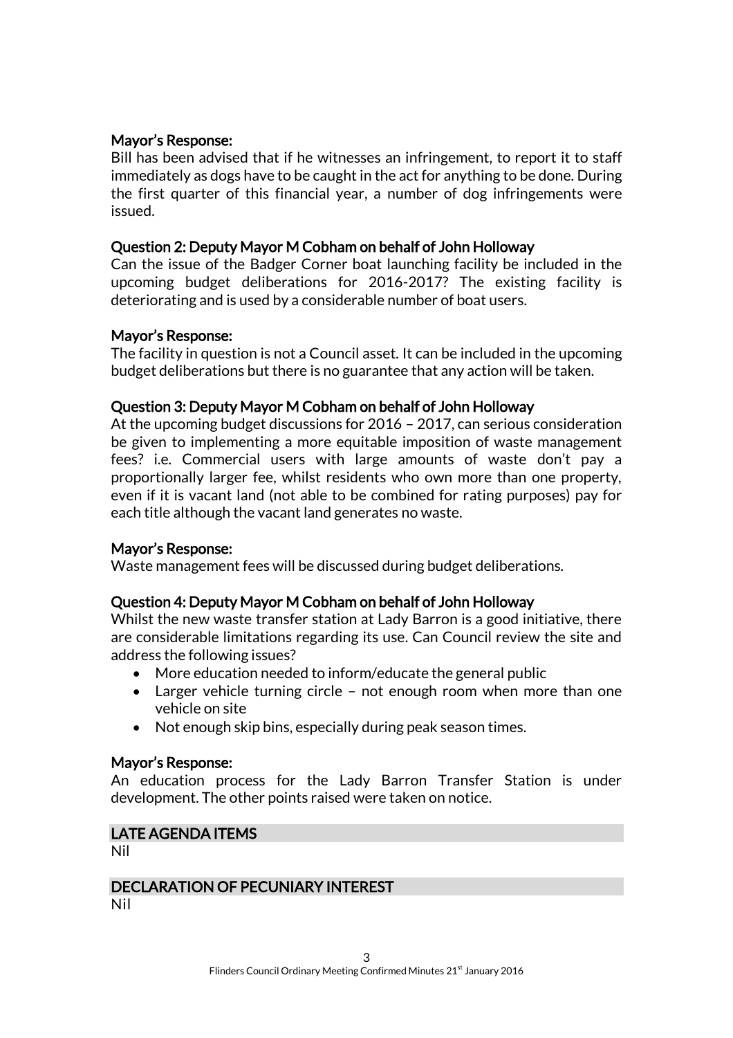#### Mayor's Response:

Bill has been advised that if he witnesses an infringement, to report it to staff immediately as dogs have to be caught in the act for anything to be done. During the first quarter of this financial year, a number of dog infringements were issued.

#### Question 2: Deputy Mayor M Cobham on behalf of John Holloway

Can the issue of the Badger Corner boat launching facility be included in the upcoming budget deliberations for 2016-2017? The existing facility is deteriorating and is used by a considerable number of boat users.

#### Mayor's Response:

The facility in question is not a Council asset. It can be included in the upcoming budget deliberations but there is no guarantee that any action will be taken.

#### Question 3: Deputy Mayor M Cobham on behalf of John Holloway

At the upcoming budget discussions for 2016 – 2017, can serious consideration be given to implementing a more equitable imposition of waste management fees? i.e. Commercial users with large amounts of waste don't pay a proportionally larger fee, whilst residents who own more than one property, even if it is vacant land (not able to be combined for rating purposes) pay for each title although the vacant land generates no waste.

#### Mayor's Response:

Waste management fees will be discussed during budget deliberations.

#### Question 4: Deputy Mayor M Cobham on behalf of John Holloway

Whilst the new waste transfer station at Lady Barron is a good initiative, there are considerable limitations regarding its use. Can Council review the site and address the following issues?

- More education needed to inform/educate the general public
- Larger vehicle turning circle – not enough room when more than one vehicle on site
- Not enough skip bins, especially during peak season times.

#### Mayor's Response:

An education process for the Lady Barron Transfer Station is under development. The other points raised were taken on notice.

## LATE AGENDA ITEMS

Nil

## DECLARATION OF PECUNIARY INTEREST

Nil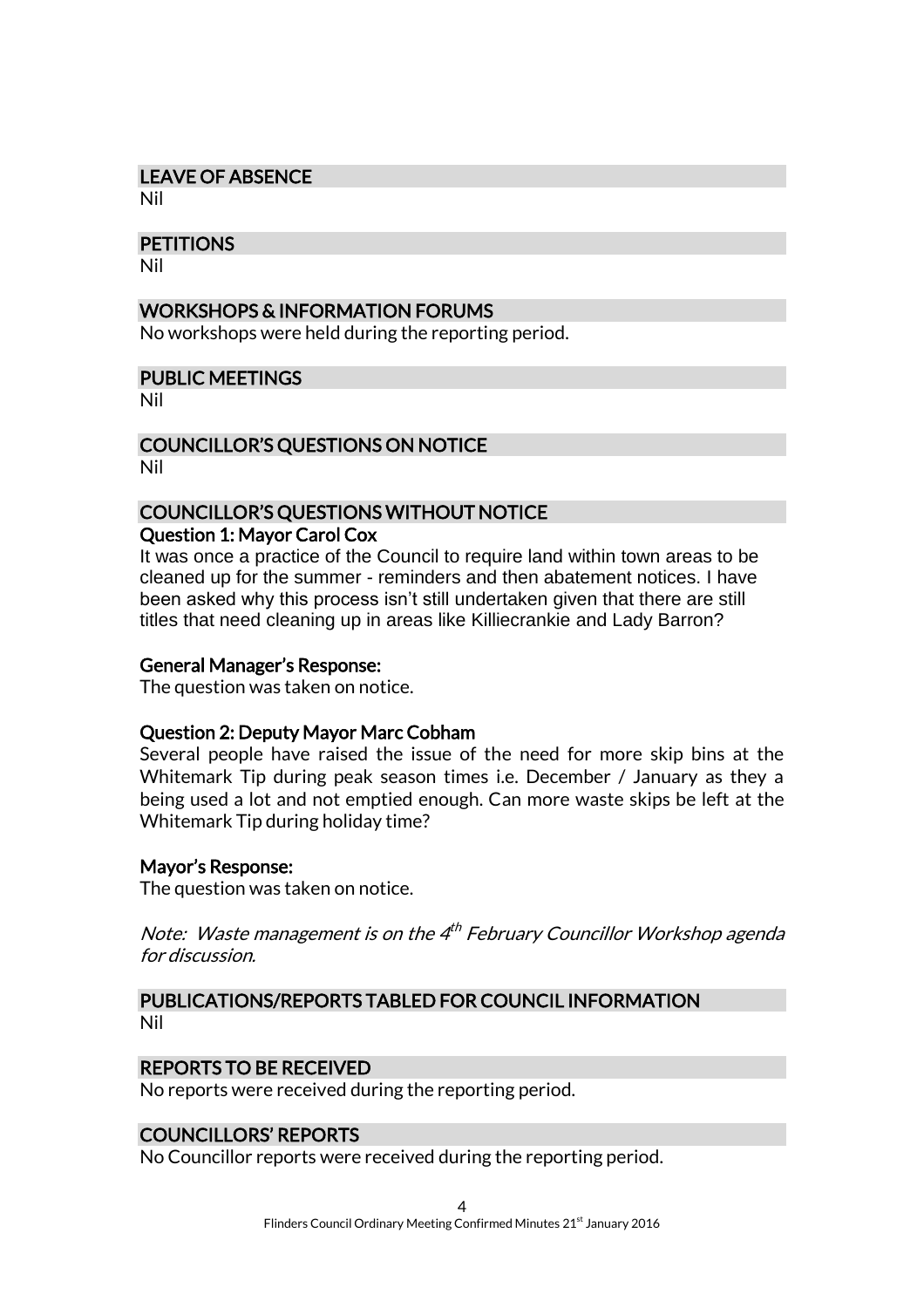## LEAVE OF ABSENCE

Nil

## PETITIONS

Nil

## WORKSHOPS & INFORMATION FORUMS

No workshops were held during the reporting period.

## PUBLIC MEETINGS

Nil

## COUNCILLOR'S QUESTIONS ON NOTICE

Nil

## COUNCILLOR'S QUESTIONS WITHOUT NOTICE

### Question 1: Mayor Carol Cox

It was once a practice of the Council to require land within town areas to be cleaned up for the summer - reminders and then abatement notices. I have been asked why this process isn't still undertaken given that there are still titles that need cleaning up in areas like Killiecrankie and Lady Barron?

### General Manager's Response:

The question was taken on notice.

### Question 2: Deputy Mayor Marc Cobham

Several people have raised the issue of the need for more skip bins at the Whitemark Tip during peak season times i.e. December / January as they a being used a lot and not emptied enough. Can more waste skips be left at the Whitemark Tip during holiday time?

### Mayor's Response:

The question was taken on notice.

*Note: Waste management is on the 4th February Councillor Workshop agenda for discussion.*

## PUBLICATIONS/REPORTS TABLED FOR COUNCIL INFORMATION

Nil

## REPORTS TO BE RECEIVED

No reports were received during the reporting period.

## COUNCILLORS' REPORTS

No Councillor reports were received during the reporting period.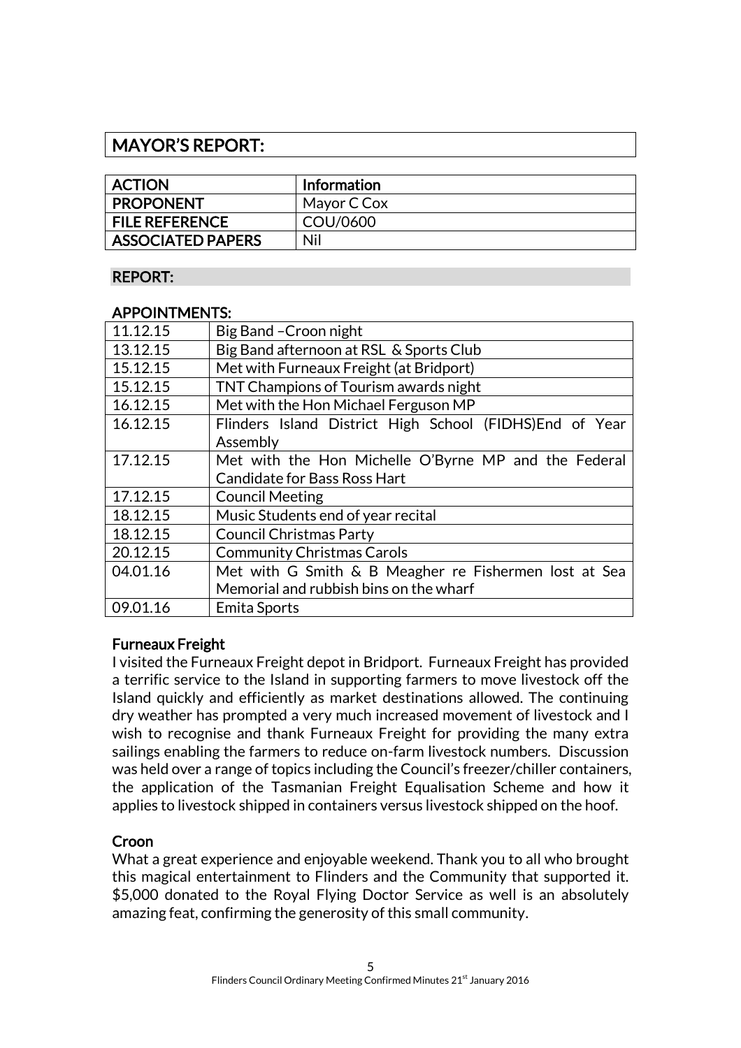## MAYOR'S REPORT:

| ACTION | Information |
|---|---|
| PROPONENT | Mayor C Cox |
| FILE REFERENCE | COU/0600 |
| ASSOCIATED PAPERS | Nil |

### REPORT:

### APPOINTMENTS:

| | |
|---|---|
| 11.12.15 | Big Band –Croon night |
| 13.12.15 | Big Band afternoon at RSL & Sports Club |
| 15.12.15 | Met with Furneaux Freight (at Bridport) |
| 15.12.15 | TNT Champions of Tourism awards night |
| 16.12.15 | Met with the Hon Michael Ferguson MP |
| 16.12.15 | Flinders Island District High School (FIDHS)End of Year Assembly |
| 17.12.15 | Met with the Hon Michelle O'Byrne MP and the Federal Candidate for Bass Ross Hart |
| 17.12.15 | Council Meeting |
| 18.12.15 | Music Students end of year recital |
| 18.12.15 | Council Christmas Party |
| 20.12.15 | Community Christmas Carols |
| 04.01.16 | Met with G Smith & B Meagher re Fishermen lost at Sea Memorial and rubbish bins on the wharf |
| 09.01.16 | Emita Sports |

**Furneaux Freight**

I visited the Furneaux Freight depot in Bridport. Furneaux Freight has provided a terrific service to the Island in supporting farmers to move livestock off the Island quickly and efficiently as market destinations allowed. The continuing dry weather has prompted a very much increased movement of livestock and I wish to recognise and thank Furneaux Freight for providing the many extra sailings enabling the farmers to reduce on-farm livestock numbers. Discussion was held over a range of topics including the Council's freezer/chiller containers, the application of the Tasmanian Freight Equalisation Scheme and how it applies to livestock shipped in containers versus livestock shipped on the hoof.

**Croon**

What a great experience and enjoyable weekend. Thank you to all who brought this magical entertainment to Flinders and the Community that supported it. $5,000 donated to the Royal Flying Doctor Service as well is an absolutely amazing feat, confirming the generosity of this small community.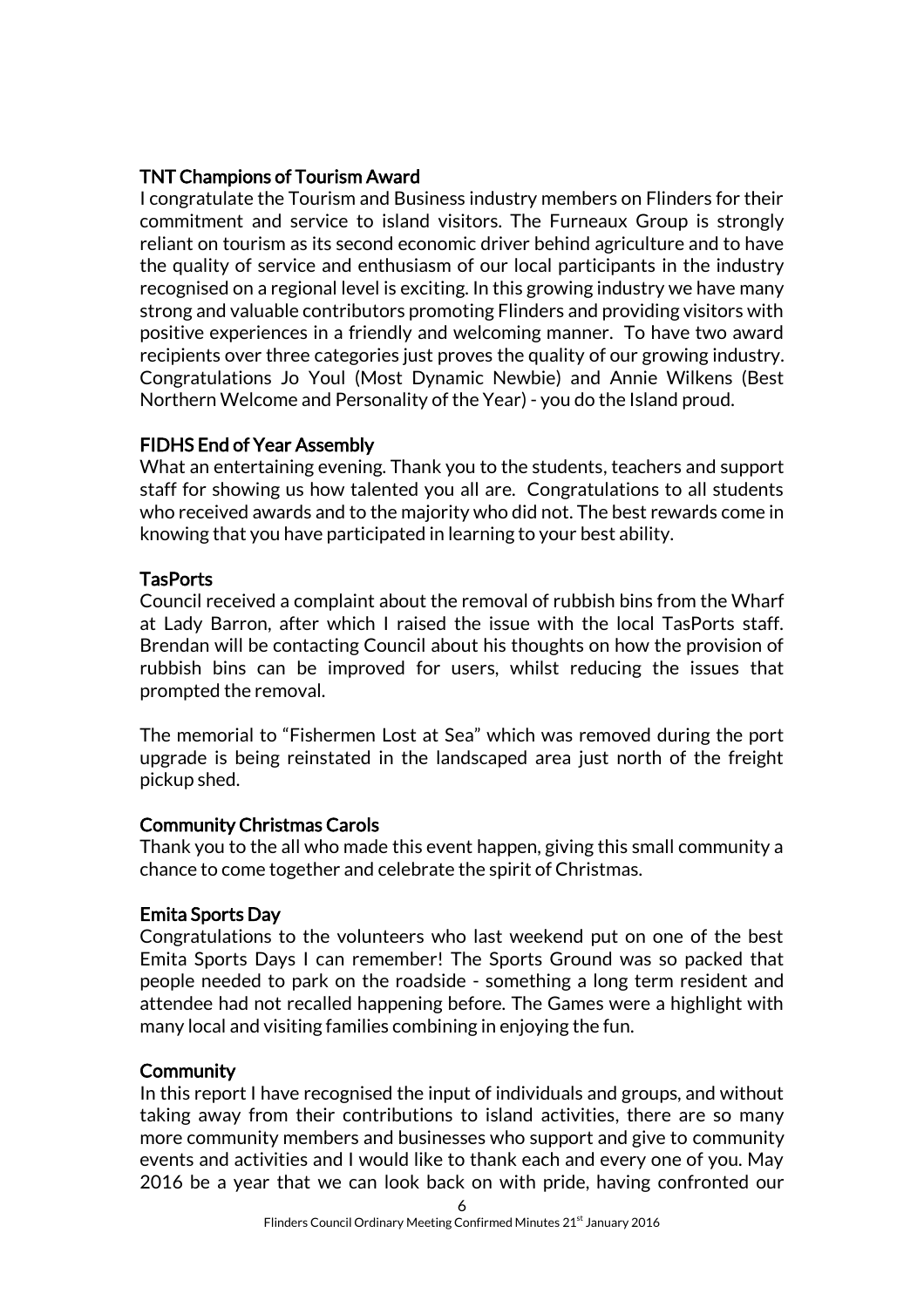### TNT Champions of Tourism Award

I congratulate the Tourism and Business industry members on Flinders for their commitment and service to island visitors. The Furneaux Group is strongly reliant on tourism as its second economic driver behind agriculture and to have the quality of service and enthusiasm of our local participants in the industry recognised on a regional level is exciting. In this growing industry we have many strong and valuable contributors promoting Flinders and providing visitors with positive experiences in a friendly and welcoming manner. To have two award recipients over three categories just proves the quality of our growing industry. Congratulations Jo Youl (Most Dynamic Newbie) and Annie Wilkens (Best Northern Welcome and Personality of the Year) - you do the Island proud.

### FIDHS End of Year Assembly

What an entertaining evening. Thank you to the students, teachers and support staff for showing us how talented you all are. Congratulations to all students who received awards and to the majority who did not. The best rewards come in knowing that you have participated in learning to your best ability.

### TasPorts

Council received a complaint about the removal of rubbish bins from the Wharf at Lady Barron, after which I raised the issue with the local TasPorts staff. Brendan will be contacting Council about his thoughts on how the provision of rubbish bins can be improved for users, whilst reducing the issues that prompted the removal.

The memorial to "Fishermen Lost at Sea" which was removed during the port upgrade is being reinstated in the landscaped area just north of the freight pickup shed.

### Community Christmas Carols

Thank you to the all who made this event happen, giving this small community a chance to come together and celebrate the spirit of Christmas.

### Emita Sports Day

Congratulations to the volunteers who last weekend put on one of the best Emita Sports Days I can remember! The Sports Ground was so packed that people needed to park on the roadside - something a long term resident and attendee had not recalled happening before. The Games were a highlight with many local and visiting families combining in enjoying the fun.

### Community

In this report I have recognised the input of individuals and groups, and without taking away from their contributions to island activities, there are so many more community members and businesses who support and give to community events and activities and I would like to thank each and every one of you. May 2016 be a year that we can look back on with pride, having confronted our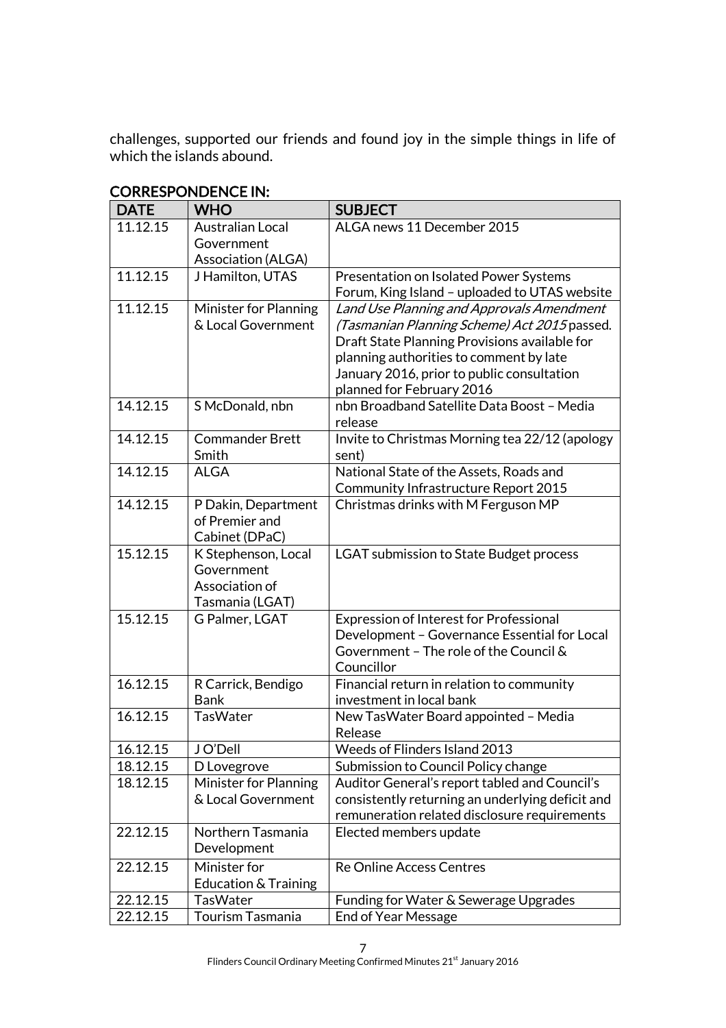challenges, supported our friends and found joy in the simple things in life of which the islands abound.

## CORRESPONDENCE IN:

| DATE | WHO | SUBJECT |
|---|---|---|
| 11.12.15 | Australian Local Government Association (ALGA) | ALGA news 11 December 2015 |
| 11.12.15 | J Hamilton, UTAS | Presentation on Isolated Power Systems Forum, King Island – uploaded to UTAS website |
| 11.12.15 | Minister for Planning & Local Government | *Land Use Planning and Approvals Amendment (Tasmanian Planning Scheme) Act 2015* passed. Draft State Planning Provisions available for planning authorities to comment by late January 2016, prior to public consultation planned for February 2016 |
| 14.12.15 | S McDonald, nbn | nbn Broadband Satellite Data Boost – Media release |
| 14.12.15 | Commander Brett Smith | Invite to Christmas Morning tea 22/12 (apology sent) |
| 14.12.15 | ALGA | National State of the Assets, Roads and Community Infrastructure Report 2015 |
| 14.12.15 | P Dakin, Department of Premier and Cabinet (DPaC) | Christmas drinks with M Ferguson MP |
| 15.12.15 | K Stephenson, Local Government Association of Tasmania (LGAT) | LGAT submission to State Budget process |
| 15.12.15 | G Palmer, LGAT | Expression of Interest for Professional Development – Governance Essential for Local Government – The role of the Council & Councillor |
| 16.12.15 | R Carrick, Bendigo Bank | Financial return in relation to community investment in local bank |
| 16.12.15 | TasWater | New TasWater Board appointed – Media Release |
| 16.12.15 | J O'Dell | Weeds of Flinders Island 2013 |
| 18.12.15 | D Lovegrove | Submission to Council Policy change |
| 18.12.15 | Minister for Planning & Local Government | Auditor General's report tabled and Council's consistently returning an underlying deficit and remuneration related disclosure requirements |
| 22.12.15 | Northern Tasmania Development | Elected members update |
| 22.12.15 | Minister for Education & Training | Re Online Access Centres |
| 22.12.15 | TasWater | Funding for Water & Sewerage Upgrades |
| 22.12.15 | Tourism Tasmania | End of Year Message |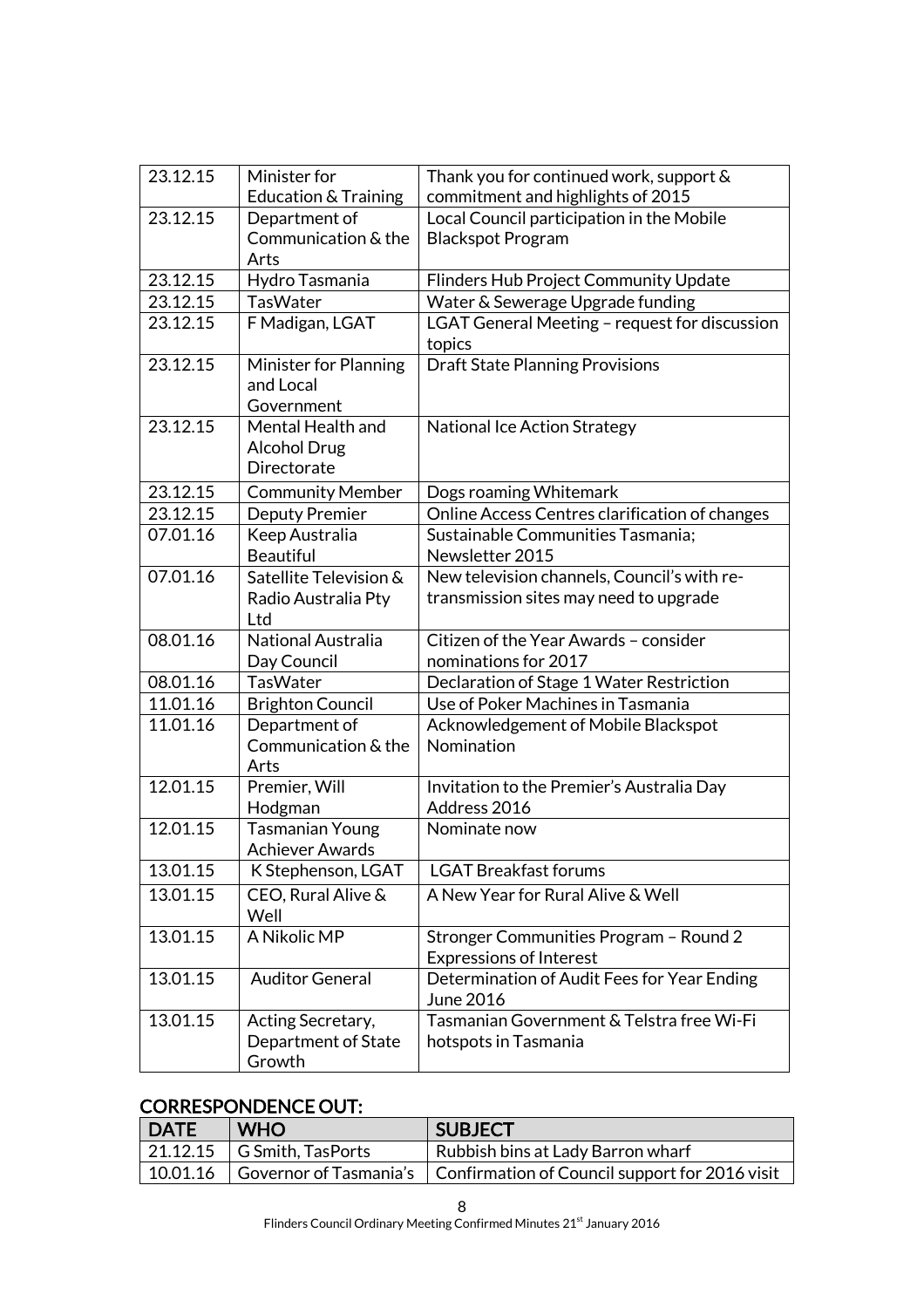| 23.12.15 | Minister for Education & Training | Thank you for continued work, support & commitment and highlights of 2015 |
|---|---|---|
| 23.12.15 | Department of Communication & the Arts | Local Council participation in the Mobile Blackspot Program |
| 23.12.15 | Hydro Tasmania | Flinders Hub Project Community Update |
| 23.12.15 | TasWater | Water & Sewerage Upgrade funding |
| 23.12.15 | F Madigan, LGAT | LGAT General Meeting – request for discussion topics |
| 23.12.15 | Minister for Planning and Local Government | Draft State Planning Provisions |
| 23.12.15 | Mental Health and Alcohol Drug Directorate | National Ice Action Strategy |
| 23.12.15 | Community Member | Dogs roaming Whitemark |
| 23.12.15 | Deputy Premier | Online Access Centres clarification of changes |
| 07.01.16 | Keep Australia Beautiful | Sustainable Communities Tasmania; Newsletter 2015 |
| 07.01.16 | Satellite Television & Radio Australia Pty Ltd | New television channels, Council's with re-transmission sites may need to upgrade |
| 08.01.16 | National Australia Day Council | Citizen of the Year Awards – consider nominations for 2017 |
| 08.01.16 | TasWater | Declaration of Stage 1 Water Restriction |
| 11.01.16 | Brighton Council | Use of Poker Machines in Tasmania |
| 11.01.16 | Department of Communication & the Arts | Acknowledgement of Mobile Blackspot Nomination |
| 12.01.15 | Premier, Will Hodgman | Invitation to the Premier's Australia Day Address 2016 |
| 12.01.15 | Tasmanian Young Achiever Awards | Nominate now |
| 13.01.15 | K Stephenson, LGAT | LGAT Breakfast forums |
| 13.01.15 | CEO, Rural Alive & Well | A New Year for Rural Alive & Well |
| 13.01.15 | A Nikolic MP | Stronger Communities Program – Round 2 Expressions of Interest |
| 13.01.15 | Auditor General | Determination of Audit Fees for Year Ending June 2016 |
| 13.01.15 | Acting Secretary, Department of State Growth | Tasmanian Government & Telstra free Wi-Fi hotspots in Tasmania |

## CORRESPONDENCE OUT:

| DATE | WHO | SUBJECT |
|---|---|---|
| 21.12.15 | G Smith, TasPorts | Rubbish bins at Lady Barron wharf |
| 10.01.16 | Governor of Tasmania's | Confirmation of Council support for 2016 visit |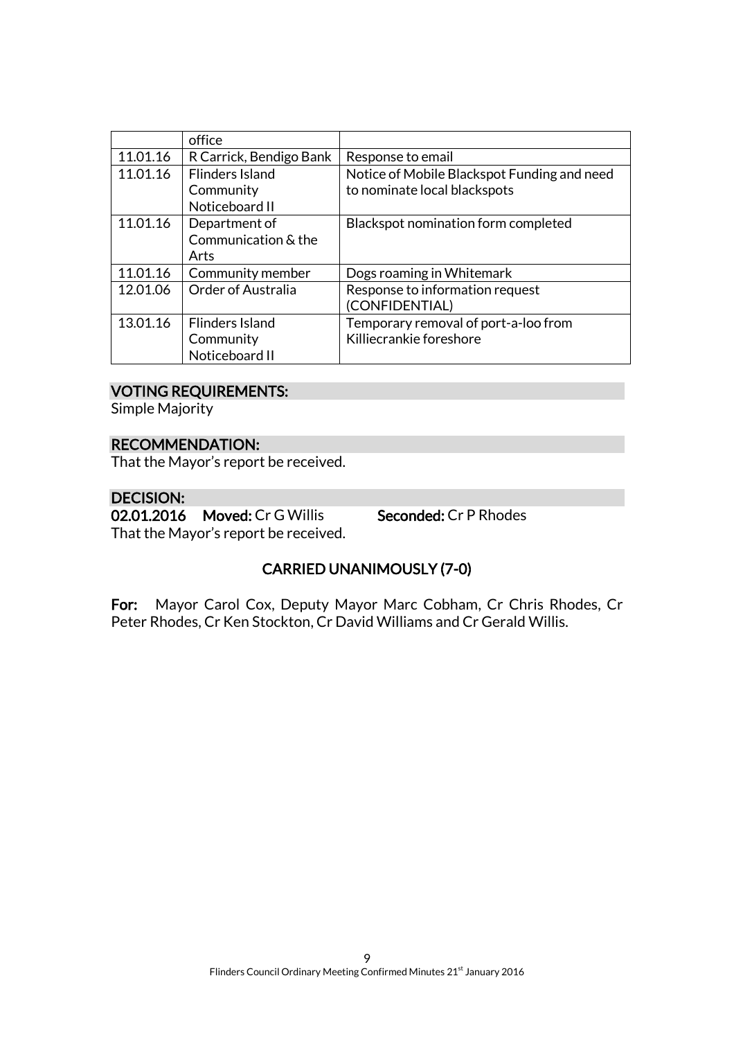| | | |
|---|---|---|
| | office | |
| 11.01.16 | R Carrick, Bendigo Bank | Response to email |
| 11.01.16 | Flinders Island Community Noticeboard II | Notice of Mobile Blackspot Funding and need to nominate local blackspots |
| 11.01.16 | Department of Communication & the Arts | Blackspot nomination form completed |
| 11.01.16 | Community member | Dogs roaming in Whitemark |
| 12.01.06 | Order of Australia | Response to information request (CONFIDENTIAL) |
| 13.01.16 | Flinders Island Community Noticeboard II | Temporary removal of port-a-loo from Killiecrankie foreshore |

## VOTING REQUIREMENTS:

Simple Majority

## RECOMMENDATION:

That the Mayor's report be received.

## DECISION:

**02.01.2016 Moved:** Cr G Willis **Seconded:** Cr P Rhodes

That the Mayor's report be received.

**CARRIED UNANIMOUSLY (7-0)**

**For:** Mayor Carol Cox, Deputy Mayor Marc Cobham, Cr Chris Rhodes, Cr Peter Rhodes, Cr Ken Stockton, Cr David Williams and Cr Gerald Willis.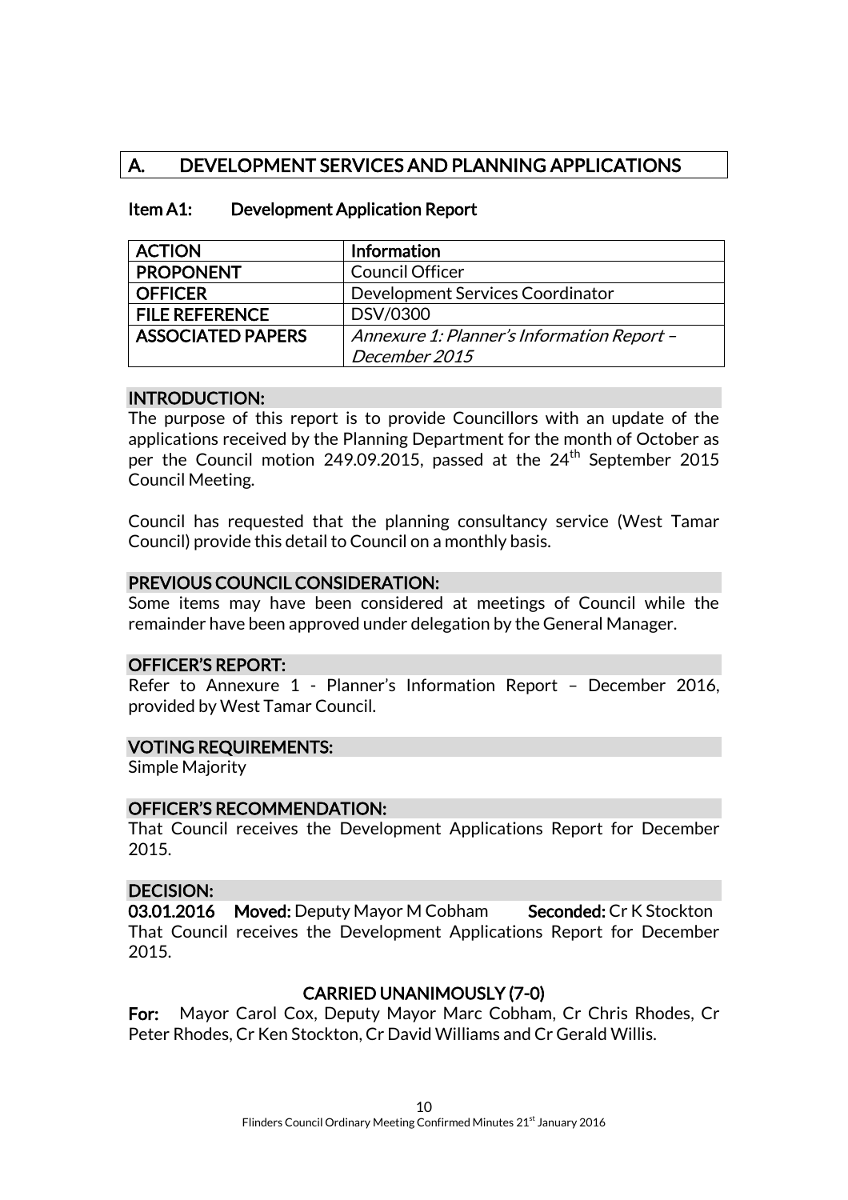# A. DEVELOPMENT SERVICES AND PLANNING APPLICATIONS

## Item A1: Development Application Report

| ACTION | Information |
| --- | --- |
| PROPONENT | Council Officer |
| OFFICER | Development Services Coordinator |
| FILE REFERENCE | DSV/0300 |
| ASSOCIATED PAPERS | *Annexure 1: Planner's Information Report – December 2015* |

### INTRODUCTION:

The purpose of this report is to provide Councillors with an update of the applications received by the Planning Department for the month of October as per the Council motion 249.09.2015, passed at the 24th September 2015 Council Meeting.

Council has requested that the planning consultancy service (West Tamar Council) provide this detail to Council on a monthly basis.

### PREVIOUS COUNCIL CONSIDERATION:

Some items may have been considered at meetings of Council while the remainder have been approved under delegation by the General Manager.

### OFFICER'S REPORT:

Refer to Annexure 1 - Planner's Information Report – December 2016, provided by West Tamar Council.

### VOTING REQUIREMENTS:

Simple Majority

### OFFICER'S RECOMMENDATION:

That Council receives the Development Applications Report for December 2015.

### DECISION:

**03.01.2016 Moved:** Deputy Mayor M Cobham **Seconded:** Cr K Stockton

That Council receives the Development Applications Report for December 2015.

**CARRIED UNANIMOUSLY (7-0)**

**For:** Mayor Carol Cox, Deputy Mayor Marc Cobham, Cr Chris Rhodes, Cr Peter Rhodes, Cr Ken Stockton, Cr David Williams and Cr Gerald Willis.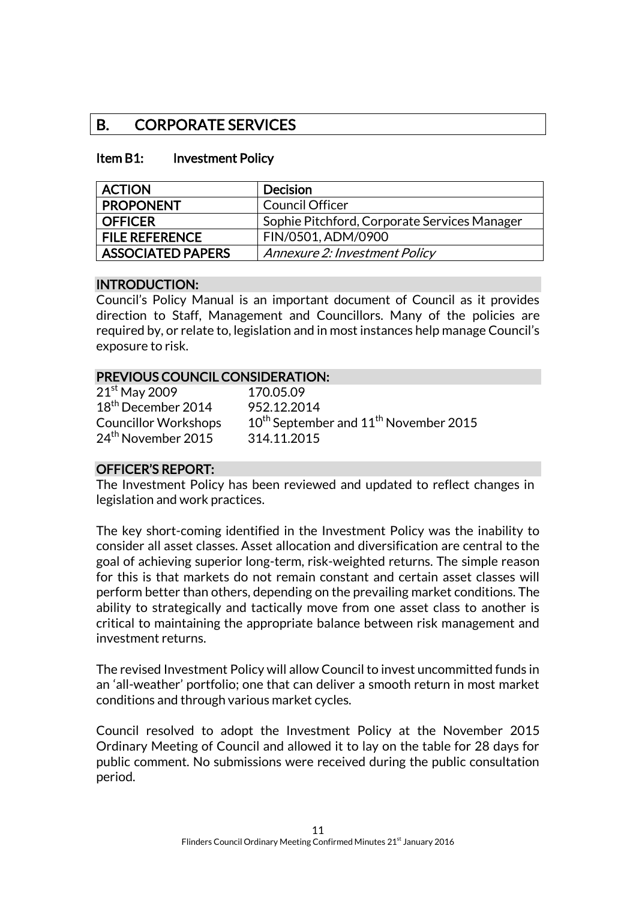## B. CORPORATE SERVICES

### Item B1: Investment Policy

| ACTION | Decision |
|---|---|
| PROPONENT | Council Officer |
| OFFICER | Sophie Pitchford, Corporate Services Manager |
| FILE REFERENCE | FIN/0501, ADM/0900 |
| ASSOCIATED PAPERS | *Annexure 2: Investment Policy* |

#### INTRODUCTION:

Council's Policy Manual is an important document of Council as it provides direction to Staff, Management and Councillors. Many of the policies are required by, or relate to, legislation and in most instances help manage Council's exposure to risk.

#### PREVIOUS COUNCIL CONSIDERATION:

| | |
|---|---|
| 21st May 2009 | 170.05.09 |
| 18th December 2014 | 952.12.2014 |
| Councillor Workshops | 10th September and 11th November 2015 |
| 24th November 2015 | 314.11.2015 |

#### OFFICER'S REPORT:

The Investment Policy has been reviewed and updated to reflect changes in legislation and work practices.

The key short-coming identified in the Investment Policy was the inability to consider all asset classes. Asset allocation and diversification are central to the goal of achieving superior long-term, risk-weighted returns. The simple reason for this is that markets do not remain constant and certain asset classes will perform better than others, depending on the prevailing market conditions. The ability to strategically and tactically move from one asset class to another is critical to maintaining the appropriate balance between risk management and investment returns.

The revised Investment Policy will allow Council to invest uncommitted funds in an 'all-weather' portfolio; one that can deliver a smooth return in most market conditions and through various market cycles.

Council resolved to adopt the Investment Policy at the November 2015 Ordinary Meeting of Council and allowed it to lay on the table for 28 days for public comment. No submissions were received during the public consultation period.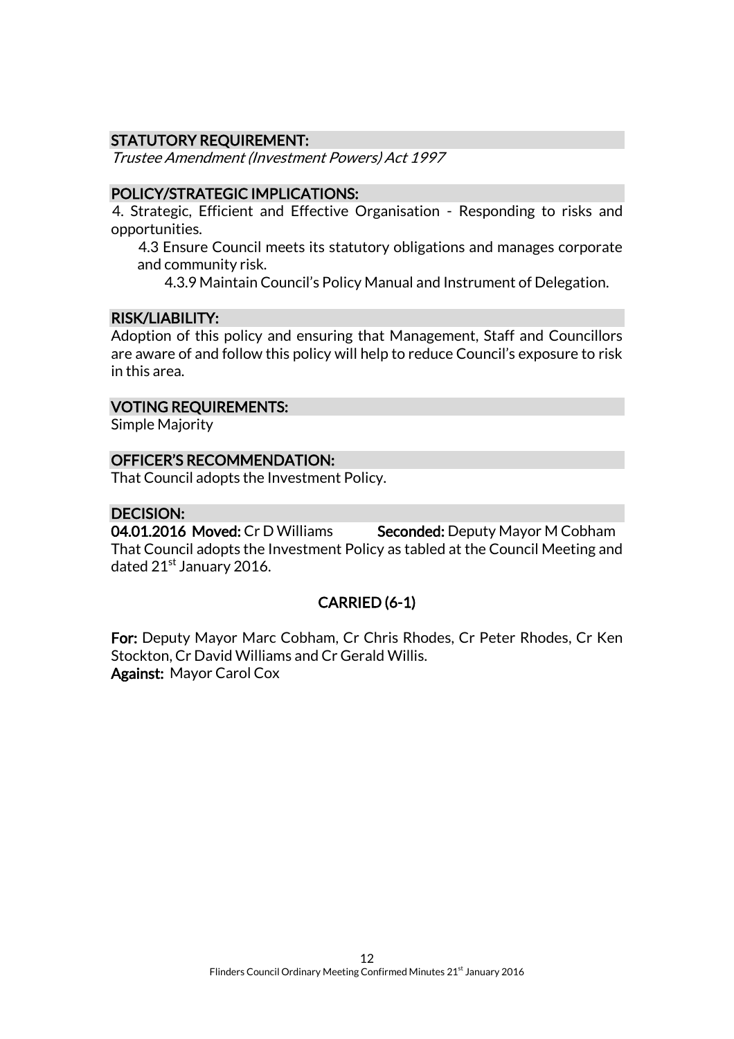### STATUTORY REQUIREMENT:

*Trustee Amendment (Investment Powers) Act 1997*

### POLICY/STRATEGIC IMPLICATIONS:

4. Strategic, Efficient and Effective Organisation - Responding to risks and opportunities.

  4.3 Ensure Council meets its statutory obligations and manages corporate and community risk.

    4.3.9 Maintain Council's Policy Manual and Instrument of Delegation.

### RISK/LIABILITY:

Adoption of this policy and ensuring that Management, Staff and Councillors are aware of and follow this policy will help to reduce Council's exposure to risk in this area.

### VOTING REQUIREMENTS:

Simple Majority

### OFFICER'S RECOMMENDATION:

That Council adopts the Investment Policy.

### DECISION:

**04.01.2016 Moved:** Cr D Williams **Seconded:** Deputy Mayor M Cobham

That Council adopts the Investment Policy as tabled at the Council Meeting and dated 21st January 2016.

**CARRIED (6-1)**

**For:** Deputy Mayor Marc Cobham, Cr Chris Rhodes, Cr Peter Rhodes, Cr Ken Stockton, Cr David Williams and Cr Gerald Willis.

**Against:** Mayor Carol Cox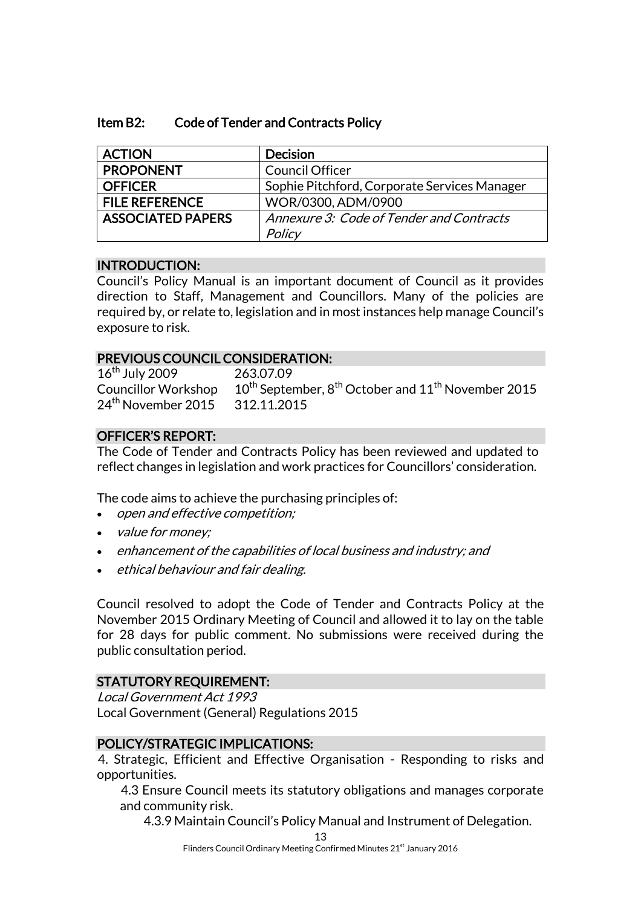## Item B2: Code of Tender and Contracts Policy

| ACTION | Decision |
|---|---|
| PROPONENT | Council Officer |
| OFFICER | Sophie Pitchford, Corporate Services Manager |
| FILE REFERENCE | WOR/0300, ADM/0900 |
| ASSOCIATED PAPERS | *Annexure 3: Code of Tender and Contracts Policy* |

### INTRODUCTION:

Council's Policy Manual is an important document of Council as it provides direction to Staff, Management and Councillors. Many of the policies are required by, or relate to, legislation and in most instances help manage Council's exposure to risk.

### PREVIOUS COUNCIL CONSIDERATION:

16th July 2009 263.07.09
Councillor Workshop 10th September, 8th October and 11th November 2015
24th November 2015 312.11.2015

### OFFICER'S REPORT:

The Code of Tender and Contracts Policy has been reviewed and updated to reflect changes in legislation and work practices for Councillors' consideration.

The code aims to achieve the purchasing principles of:

- *open and effective competition;*
- *value for money;*
- *enhancement of the capabilities of local business and industry; and*
- *ethical behaviour and fair dealing.*

Council resolved to adopt the Code of Tender and Contracts Policy at the November 2015 Ordinary Meeting of Council and allowed it to lay on the table for 28 days for public comment. No submissions were received during the public consultation period.

### STATUTORY REQUIREMENT:

*Local Government Act 1993*
Local Government (General) Regulations 2015

### POLICY/STRATEGIC IMPLICATIONS:

4. Strategic, Efficient and Effective Organisation - Responding to risks and opportunities.

4.3 Ensure Council meets its statutory obligations and manages corporate and community risk.

4.3.9 Maintain Council's Policy Manual and Instrument of Delegation.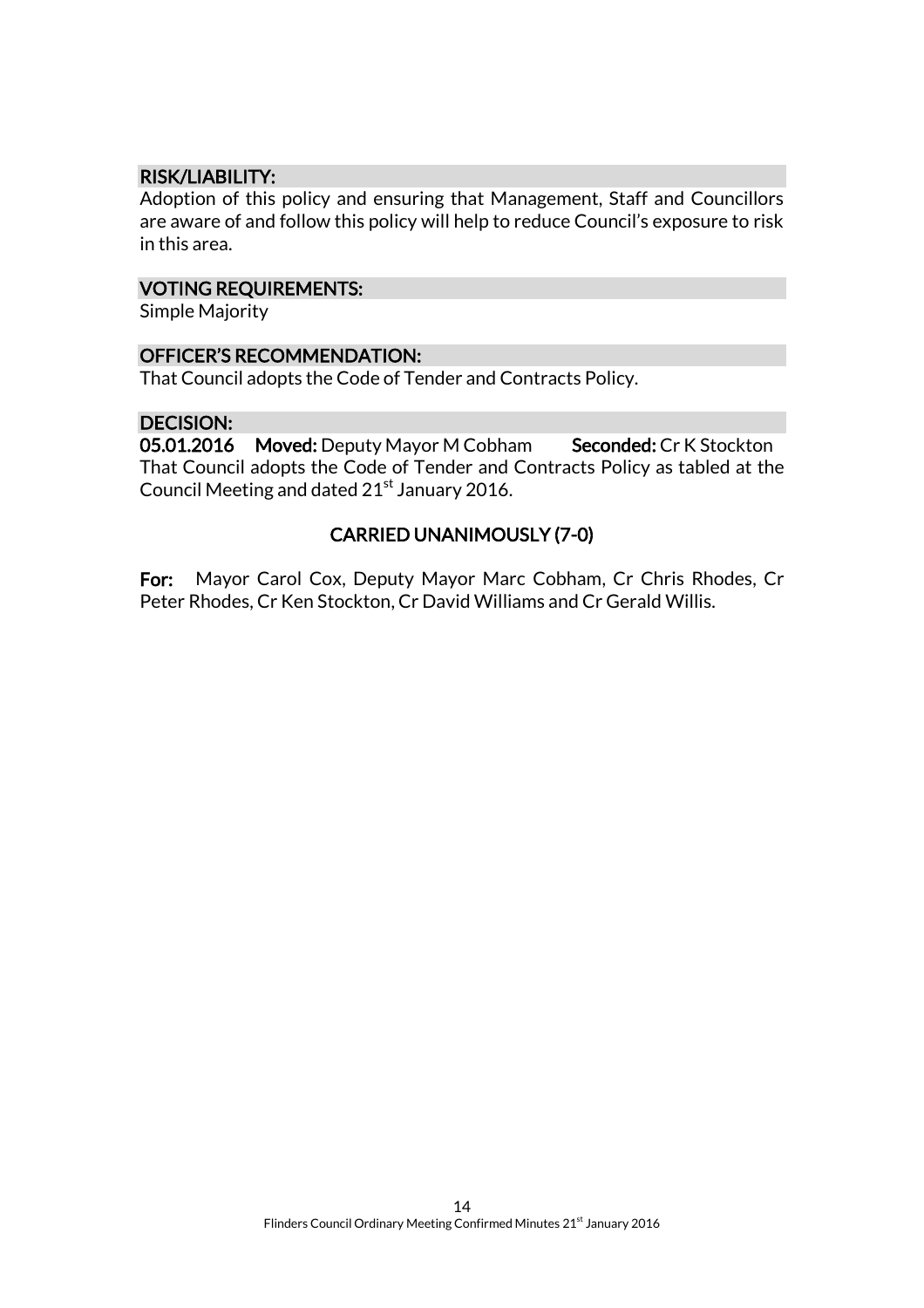### RISK/LIABILITY:

Adoption of this policy and ensuring that Management, Staff and Councillors are aware of and follow this policy will help to reduce Council's exposure to risk in this area.

### VOTING REQUIREMENTS:

Simple Majority

### OFFICER'S RECOMMENDATION:

That Council adopts the Code of Tender and Contracts Policy.

### DECISION:

**05.01.2016** **Moved:** Deputy Mayor M Cobham **Seconded:** Cr K Stockton

That Council adopts the Code of Tender and Contracts Policy as tabled at the Council Meeting and dated 21st January 2016.

**CARRIED UNANIMOUSLY (7-0)**

**For:** Mayor Carol Cox, Deputy Mayor Marc Cobham, Cr Chris Rhodes, Cr Peter Rhodes, Cr Ken Stockton, Cr David Williams and Cr Gerald Willis.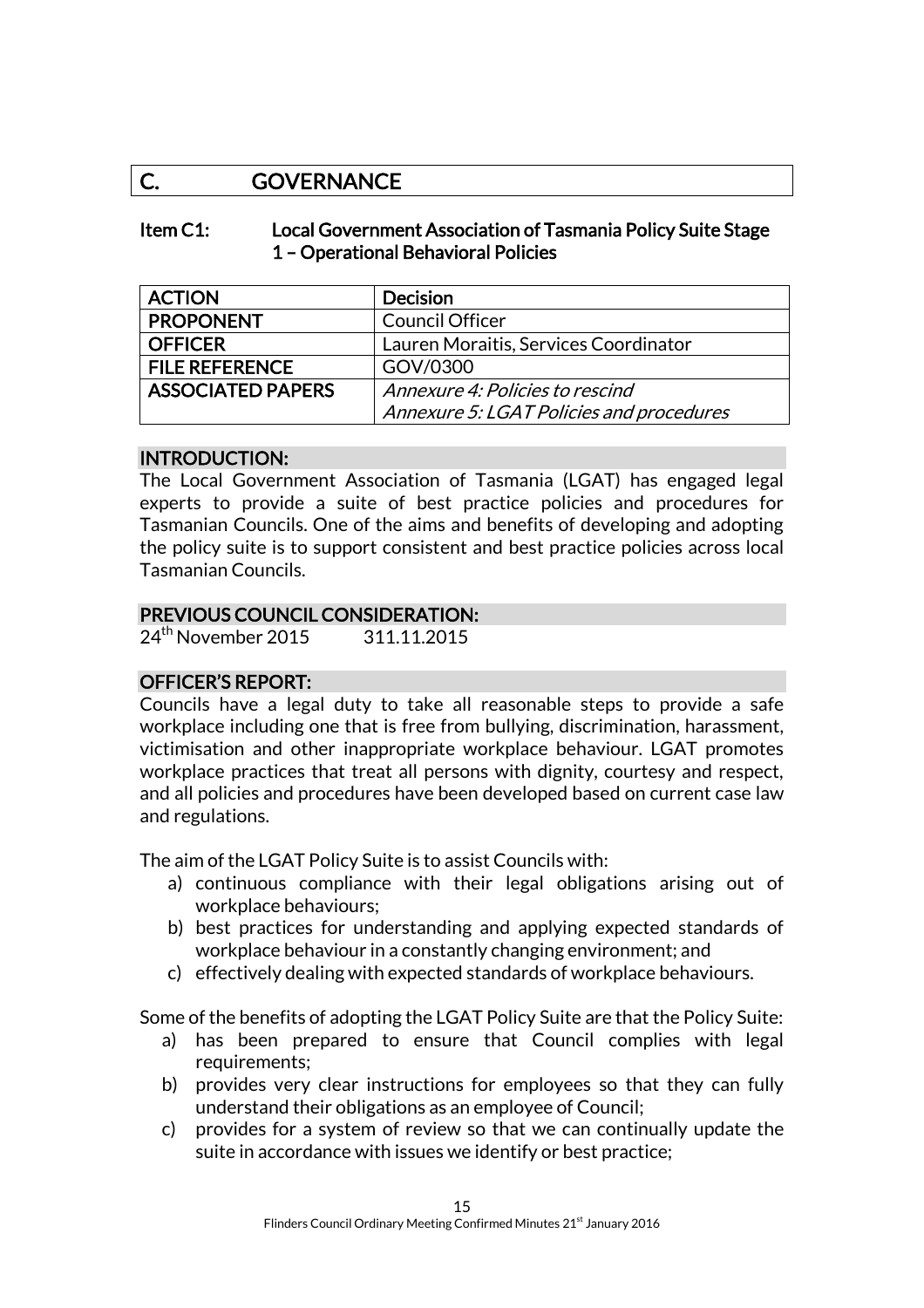## C. GOVERNANCE

### Item C1: Local Government Association of Tasmania Policy Suite Stage 1 – Operational Behavioral Policies

| ACTION | Decision |
| --- | --- |
| PROPONENT | Council Officer |
| OFFICER | Lauren Moraitis, Services Coordinator |
| FILE REFERENCE | GOV/0300 |
| ASSOCIATED PAPERS | *Annexure 4: Policies to rescind*<br>*Annexure 5: LGAT Policies and procedures* |

**INTRODUCTION:**

The Local Government Association of Tasmania (LGAT) has engaged legal experts to provide a suite of best practice policies and procedures for Tasmanian Councils. One of the aims and benefits of developing and adopting the policy suite is to support consistent and best practice policies across local Tasmanian Councils.

**PREVIOUS COUNCIL CONSIDERATION:**

24th November 2015 311.11.2015

**OFFICER'S REPORT:**

Councils have a legal duty to take all reasonable steps to provide a safe workplace including one that is free from bullying, discrimination, harassment, victimisation and other inappropriate workplace behaviour. LGAT promotes workplace practices that treat all persons with dignity, courtesy and respect, and all policies and procedures have been developed based on current case law and regulations.

The aim of the LGAT Policy Suite is to assist Councils with:

a) continuous compliance with their legal obligations arising out of workplace behaviours;
b) best practices for understanding and applying expected standards of workplace behaviour in a constantly changing environment; and
c) effectively dealing with expected standards of workplace behaviours.

Some of the benefits of adopting the LGAT Policy Suite are that the Policy Suite:

a) has been prepared to ensure that Council complies with legal requirements;
b) provides very clear instructions for employees so that they can fully understand their obligations as an employee of Council;
c) provides for a system of review so that we can continually update the suite in accordance with issues we identify or best practice;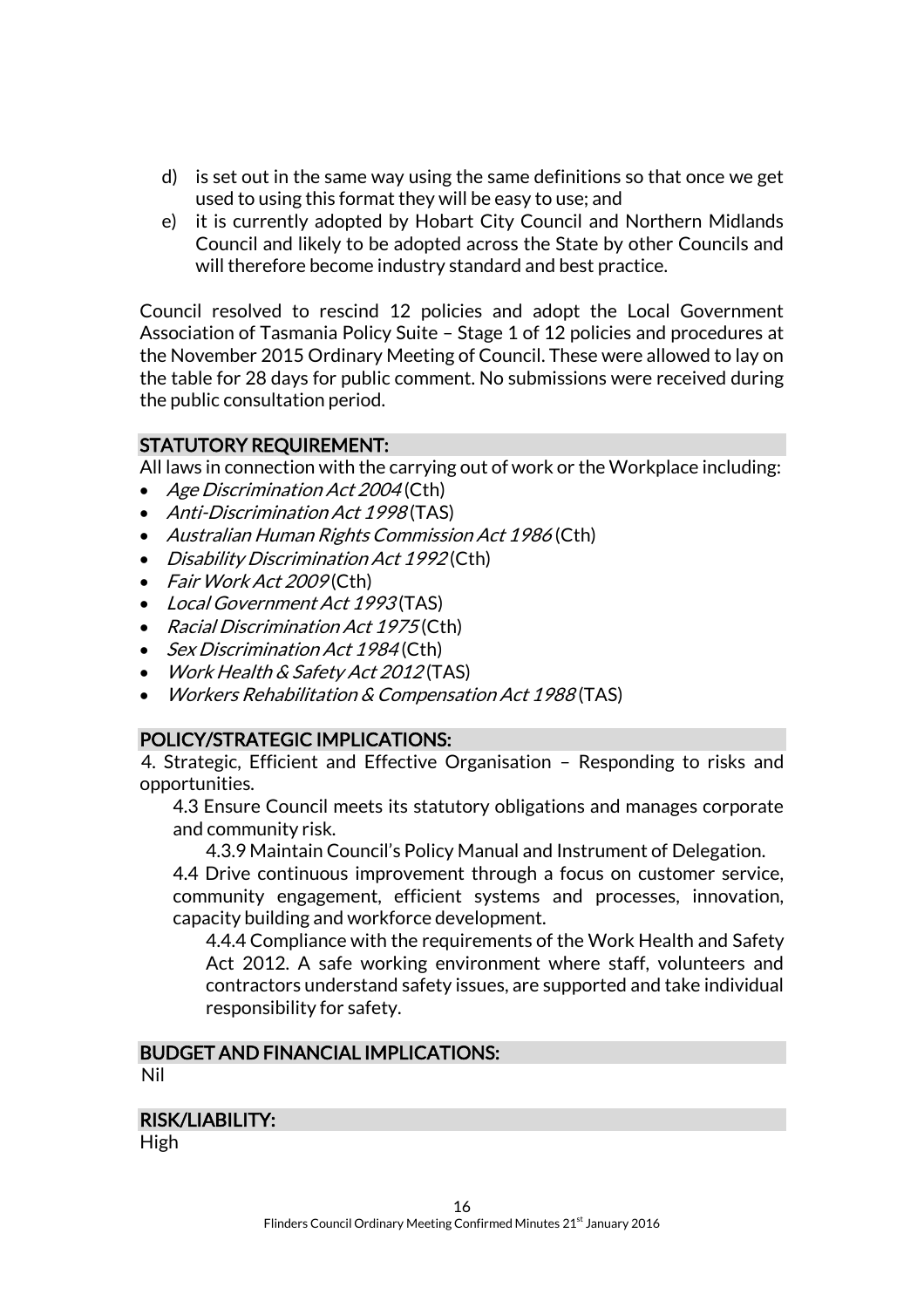d) is set out in the same way using the same definitions so that once we get used to using this format they will be easy to use; and
e) it is currently adopted by Hobart City Council and Northern Midlands Council and likely to be adopted across the State by other Councils and will therefore become industry standard and best practice.

Council resolved to rescind 12 policies and adopt the Local Government Association of Tasmania Policy Suite – Stage 1 of 12 policies and procedures at the November 2015 Ordinary Meeting of Council. These were allowed to lay on the table for 28 days for public comment. No submissions were received during the public consultation period.

## STATUTORY REQUIREMENT:

All laws in connection with the carrying out of work or the Workplace including:

- *Age Discrimination Act 2004* (Cth)
- *Anti-Discrimination Act 1998* (TAS)
- *Australian Human Rights Commission Act 1986* (Cth)
- *Disability Discrimination Act 1992* (Cth)
- *Fair Work Act 2009* (Cth)
- *Local Government Act 1993* (TAS)
- *Racial Discrimination Act 1975* (Cth)
- *Sex Discrimination Act 1984* (Cth)
- *Work Health & Safety Act 2012* (TAS)
- *Workers Rehabilitation & Compensation Act 1988* (TAS)

## POLICY/STRATEGIC IMPLICATIONS:

4. Strategic, Efficient and Effective Organisation – Responding to risks and opportunities.

4.3 Ensure Council meets its statutory obligations and manages corporate and community risk.

4.3.9 Maintain Council's Policy Manual and Instrument of Delegation.

4.4 Drive continuous improvement through a focus on customer service, community engagement, efficient systems and processes, innovation, capacity building and workforce development.

4.4.4 Compliance with the requirements of the Work Health and Safety Act 2012. A safe working environment where staff, volunteers and contractors understand safety issues, are supported and take individual responsibility for safety.

## BUDGET AND FINANCIAL IMPLICATIONS:

Nil

## RISK/LIABILITY:

High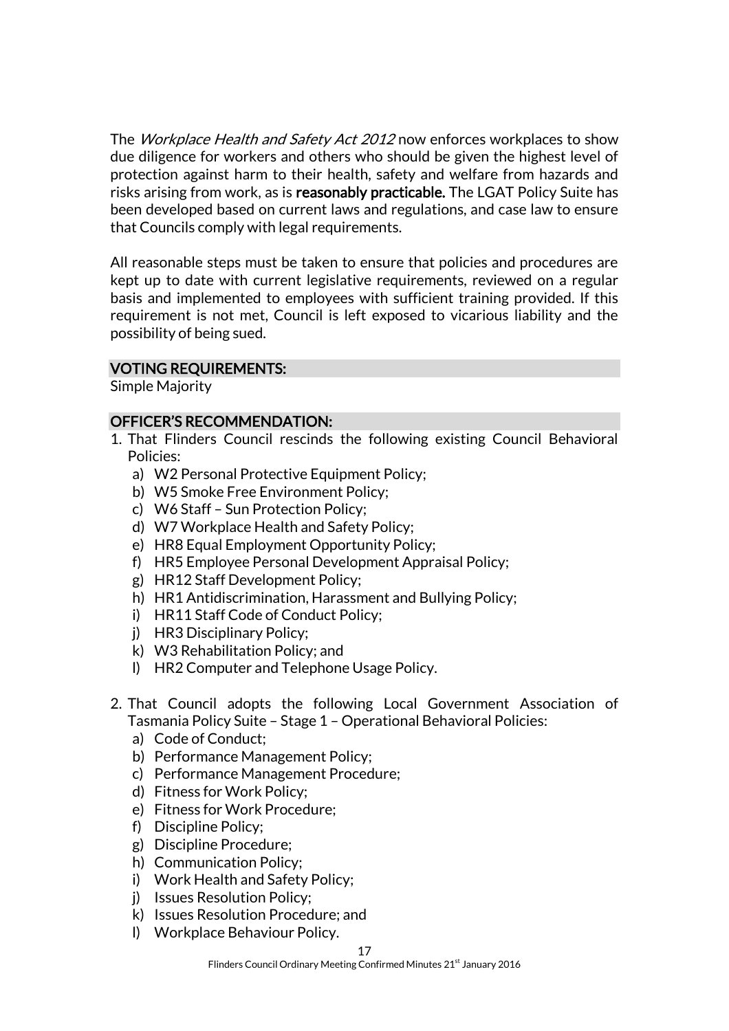The *Workplace Health and Safety Act 2012* now enforces workplaces to show due diligence for workers and others who should be given the highest level of protection against harm to their health, safety and welfare from hazards and risks arising from work, as is **reasonably practicable.** The LGAT Policy Suite has been developed based on current laws and regulations, and case law to ensure that Councils comply with legal requirements.

All reasonable steps must be taken to ensure that policies and procedures are kept up to date with current legislative requirements, reviewed on a regular basis and implemented to employees with sufficient training provided. If this requirement is not met, Council is left exposed to vicarious liability and the possibility of being sued.

## VOTING REQUIREMENTS:

Simple Majority

## OFFICER'S RECOMMENDATION:

1. That Flinders Council rescinds the following existing Council Behavioral Policies:
   a) W2 Personal Protective Equipment Policy;
   b) W5 Smoke Free Environment Policy;
   c) W6 Staff – Sun Protection Policy;
   d) W7 Workplace Health and Safety Policy;
   e) HR8 Equal Employment Opportunity Policy;
   f) HR5 Employee Personal Development Appraisal Policy;
   g) HR12 Staff Development Policy;
   h) HR1 Antidiscrimination, Harassment and Bullying Policy;
   i) HR11 Staff Code of Conduct Policy;
   j) HR3 Disciplinary Policy;
   k) W3 Rehabilitation Policy; and
   l) HR2 Computer and Telephone Usage Policy.

2. That Council adopts the following Local Government Association of Tasmania Policy Suite – Stage 1 – Operational Behavioral Policies:
   a) Code of Conduct;
   b) Performance Management Policy;
   c) Performance Management Procedure;
   d) Fitness for Work Policy;
   e) Fitness for Work Procedure;
   f) Discipline Policy;
   g) Discipline Procedure;
   h) Communication Policy;
   i) Work Health and Safety Policy;
   j) Issues Resolution Policy;
   k) Issues Resolution Procedure; and
   l) Workplace Behaviour Policy.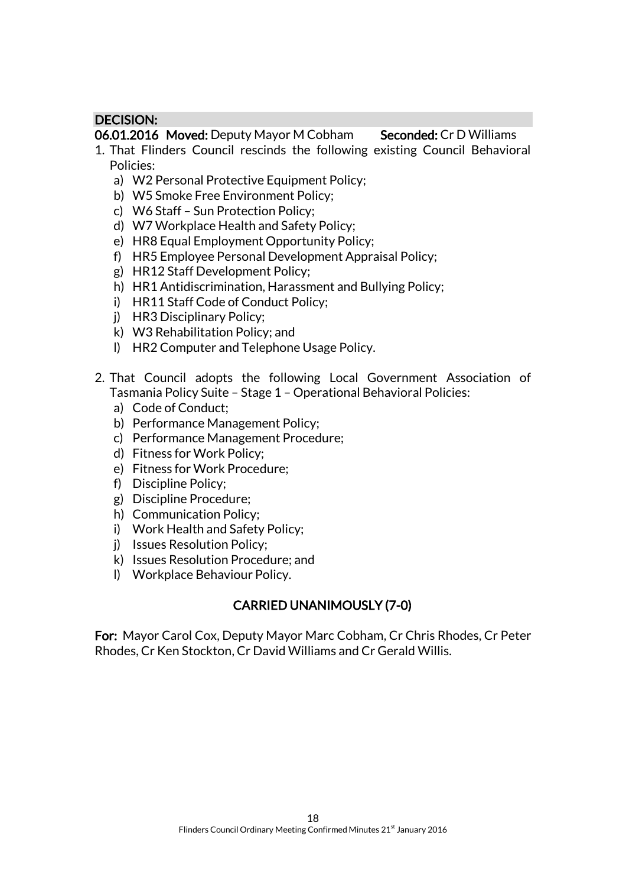**DECISION:**

**06.01.2016 Moved:** Deputy Mayor M Cobham **Seconded:** Cr D Williams

1. That Flinders Council rescinds the following existing Council Behavioral Policies:
   a) W2 Personal Protective Equipment Policy;
   b) W5 Smoke Free Environment Policy;
   c) W6 Staff – Sun Protection Policy;
   d) W7 Workplace Health and Safety Policy;
   e) HR8 Equal Employment Opportunity Policy;
   f) HR5 Employee Personal Development Appraisal Policy;
   g) HR12 Staff Development Policy;
   h) HR1 Antidiscrimination, Harassment and Bullying Policy;
   i) HR11 Staff Code of Conduct Policy;
   j) HR3 Disciplinary Policy;
   k) W3 Rehabilitation Policy; and
   l) HR2 Computer and Telephone Usage Policy.

2. That Council adopts the following Local Government Association of Tasmania Policy Suite – Stage 1 – Operational Behavioral Policies:
   a) Code of Conduct;
   b) Performance Management Policy;
   c) Performance Management Procedure;
   d) Fitness for Work Policy;
   e) Fitness for Work Procedure;
   f) Discipline Policy;
   g) Discipline Procedure;
   h) Communication Policy;
   i) Work Health and Safety Policy;
   j) Issues Resolution Policy;
   k) Issues Resolution Procedure; and
   l) Workplace Behaviour Policy.

**CARRIED UNANIMOUSLY (7-0)**

**For:** Mayor Carol Cox, Deputy Mayor Marc Cobham, Cr Chris Rhodes, Cr Peter Rhodes, Cr Ken Stockton, Cr David Williams and Cr Gerald Willis.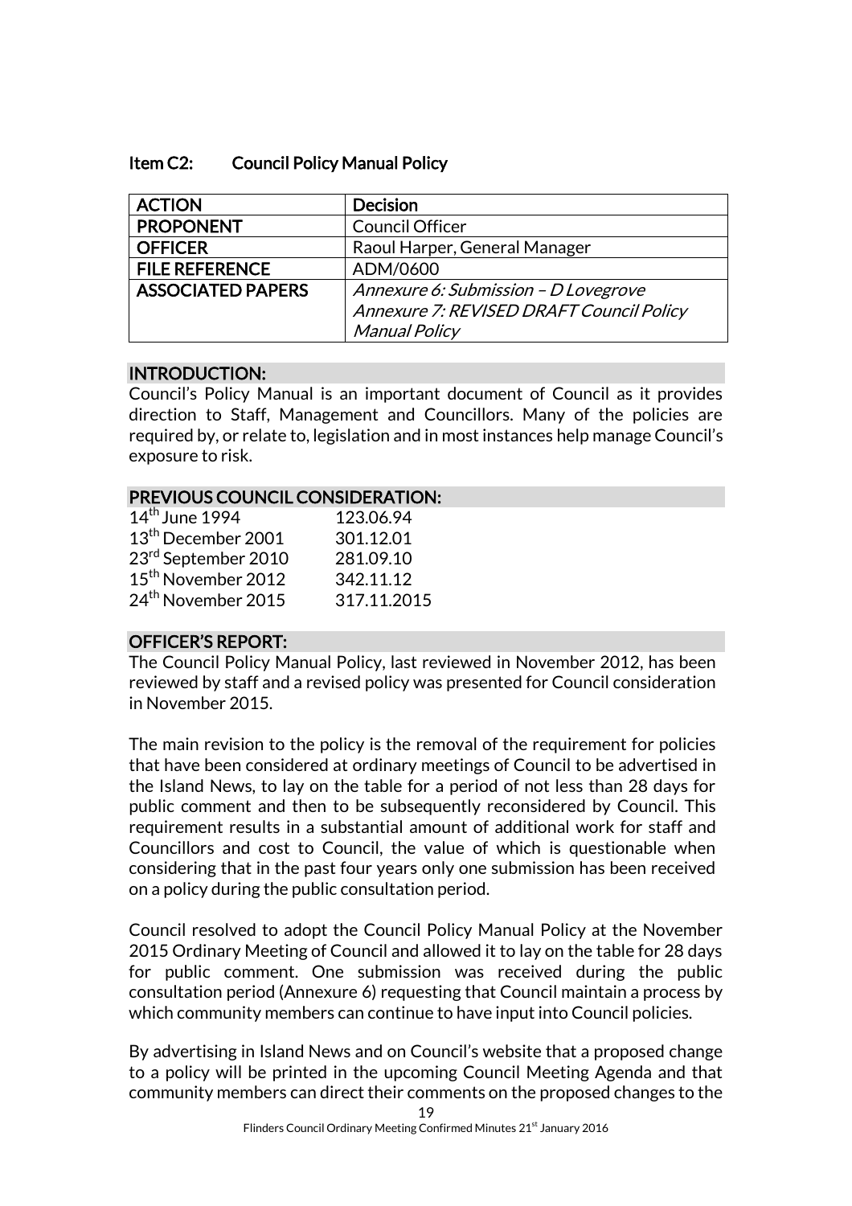## Item C2: Council Policy Manual Policy

| ACTION | Decision |
|---|---|
| PROPONENT | Council Officer |
| OFFICER | Raoul Harper, General Manager |
| FILE REFERENCE | ADM/0600 |
| ASSOCIATED PAPERS | *Annexure 6: Submission – D Lovegrove*<br>*Annexure 7: REVISED DRAFT Council Policy Manual Policy* |

### INTRODUCTION:

Council's Policy Manual is an important document of Council as it provides direction to Staff, Management and Councillors. Many of the policies are required by, or relate to, legislation and in most instances help manage Council's exposure to risk.

### PREVIOUS COUNCIL CONSIDERATION:

| | |
|---|---|
| 14th June 1994 | 123.06.94 |
| 13th December 2001 | 301.12.01 |
| 23rd September 2010 | 281.09.10 |
| 15th November 2012 | 342.11.12 |
| 24th November 2015 | 317.11.2015 |

### OFFICER'S REPORT:

The Council Policy Manual Policy, last reviewed in November 2012, has been reviewed by staff and a revised policy was presented for Council consideration in November 2015.

The main revision to the policy is the removal of the requirement for policies that have been considered at ordinary meetings of Council to be advertised in the Island News, to lay on the table for a period of not less than 28 days for public comment and then to be subsequently reconsidered by Council. This requirement results in a substantial amount of additional work for staff and Councillors and cost to Council, the value of which is questionable when considering that in the past four years only one submission has been received on a policy during the public consultation period.

Council resolved to adopt the Council Policy Manual Policy at the November 2015 Ordinary Meeting of Council and allowed it to lay on the table for 28 days for public comment. One submission was received during the public consultation period (Annexure 6) requesting that Council maintain a process by which community members can continue to have input into Council policies.

By advertising in Island News and on Council's website that a proposed change to a policy will be printed in the upcoming Council Meeting Agenda and that community members can direct their comments on the proposed changes to the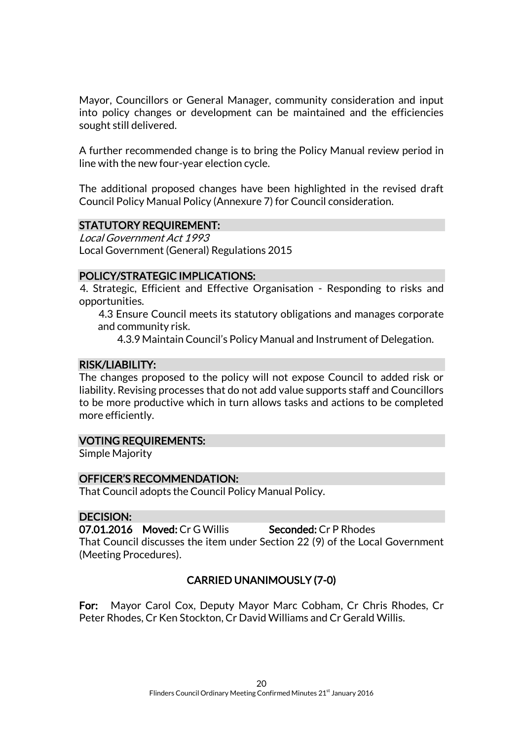Mayor, Councillors or General Manager, community consideration and input into policy changes or development can be maintained and the efficiencies sought still delivered.

A further recommended change is to bring the Policy Manual review period in line with the new four-year election cycle.

The additional proposed changes have been highlighted in the revised draft Council Policy Manual Policy (Annexure 7) for Council consideration.

## STATUTORY REQUIREMENT:

*Local Government Act 1993*
Local Government (General) Regulations 2015

## POLICY/STRATEGIC IMPLICATIONS:

4. Strategic, Efficient and Effective Organisation - Responding to risks and opportunities.

   4.3 Ensure Council meets its statutory obligations and manages corporate and community risk.

      4.3.9 Maintain Council's Policy Manual and Instrument of Delegation.

## RISK/LIABILITY:

The changes proposed to the policy will not expose Council to added risk or liability. Revising processes that do not add value supports staff and Councillors to be more productive which in turn allows tasks and actions to be completed more efficiently.

## VOTING REQUIREMENTS:

Simple Majority

## OFFICER'S RECOMMENDATION:

That Council adopts the Council Policy Manual Policy.

## DECISION:

**07.01.2016 Moved:** Cr G Willis **Seconded:** Cr P Rhodes

That Council discusses the item under Section 22 (9) of the Local Government (Meeting Procedures).

**CARRIED UNANIMOUSLY (7-0)**

**For:** Mayor Carol Cox, Deputy Mayor Marc Cobham, Cr Chris Rhodes, Cr Peter Rhodes, Cr Ken Stockton, Cr David Williams and Cr Gerald Willis.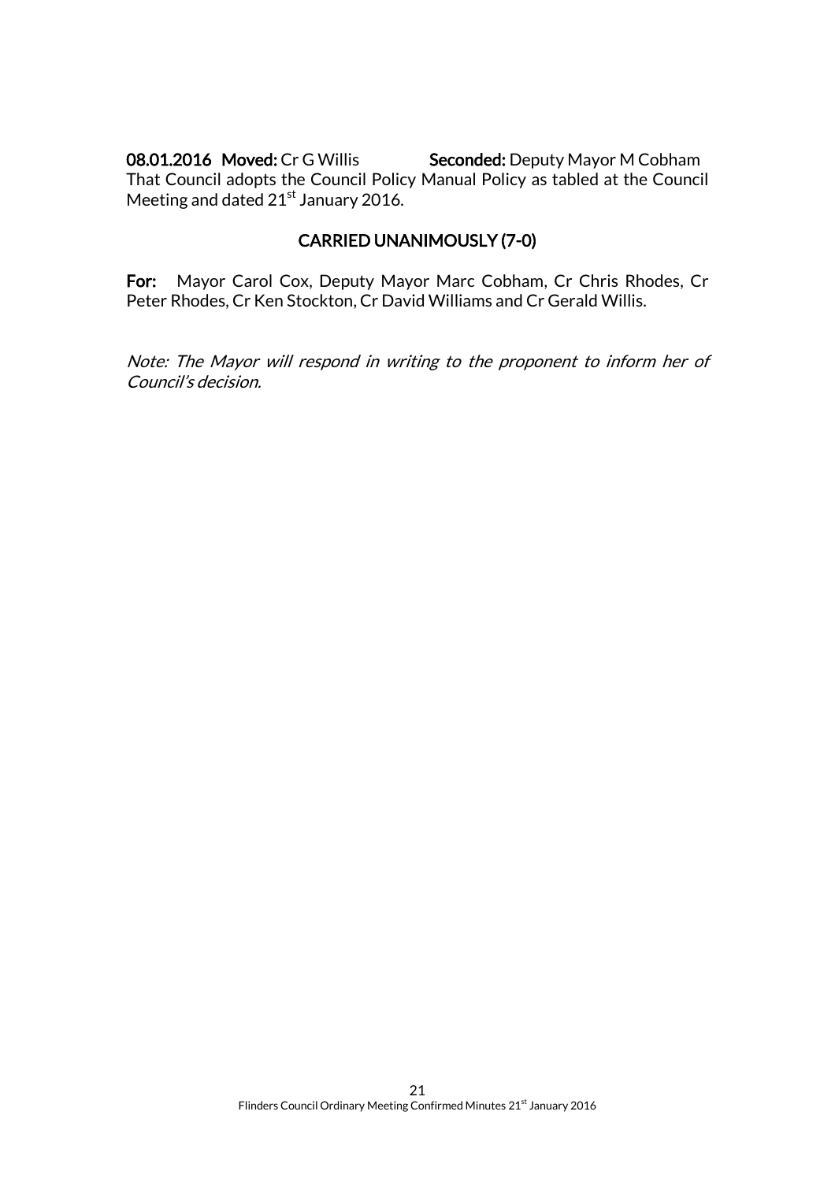**08.01.2016 Moved:** Cr G Willis **Seconded:** Deputy Mayor M Cobham

That Council adopts the Council Policy Manual Policy as tabled at the Council Meeting and dated 21st January 2016.

**CARRIED UNANIMOUSLY (7-0)**

**For:** Mayor Carol Cox, Deputy Mayor Marc Cobham, Cr Chris Rhodes, Cr Peter Rhodes, Cr Ken Stockton, Cr David Williams and Cr Gerald Willis.

*Note: The Mayor will respond in writing to the proponent to inform her of Council's decision.*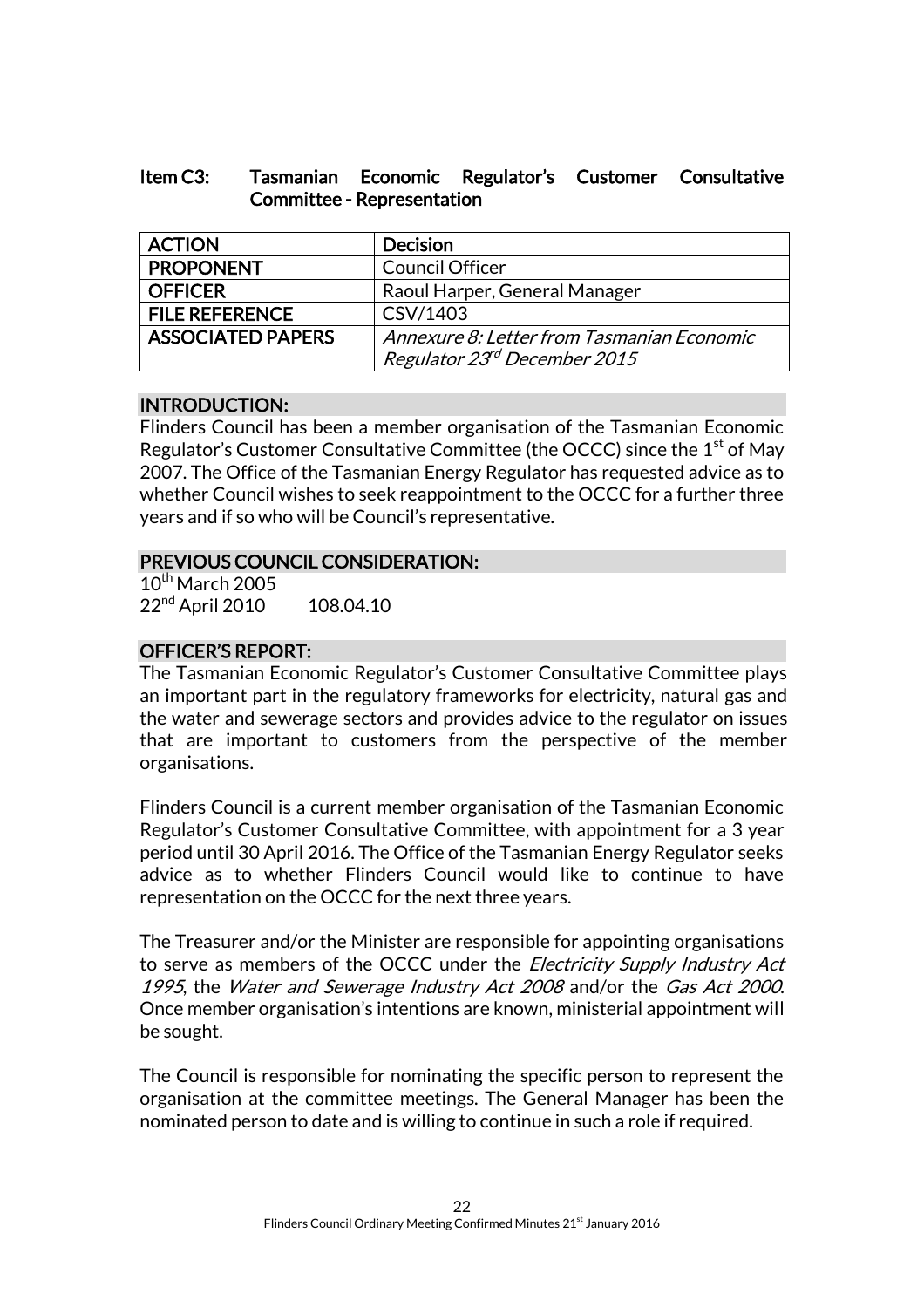### Item C3: Tasmanian Economic Regulator's Customer Consultative Committee - Representation

| ACTION | Decision |
|---|---|
| PROPONENT | Council Officer |
| OFFICER | Raoul Harper, General Manager |
| FILE REFERENCE | CSV/1403 |
| ASSOCIATED PAPERS | *Annexure 8: Letter from Tasmanian Economic Regulator 23rd December 2015* |

#### INTRODUCTION:

Flinders Council has been a member organisation of the Tasmanian Economic Regulator's Customer Consultative Committee (the OCCC) since the 1st of May 2007. The Office of the Tasmanian Energy Regulator has requested advice as to whether Council wishes to seek reappointment to the OCCC for a further three years and if so who will be Council's representative.

#### PREVIOUS COUNCIL CONSIDERATION:

10th March 2005
22nd April 2010 108.04.10

#### OFFICER'S REPORT:

The Tasmanian Economic Regulator's Customer Consultative Committee plays an important part in the regulatory frameworks for electricity, natural gas and the water and sewerage sectors and provides advice to the regulator on issues that are important to customers from the perspective of the member organisations.

Flinders Council is a current member organisation of the Tasmanian Economic Regulator's Customer Consultative Committee, with appointment for a 3 year period until 30 April 2016. The Office of the Tasmanian Energy Regulator seeks advice as to whether Flinders Council would like to continue to have representation on the OCCC for the next three years.

The Treasurer and/or the Minister are responsible for appointing organisations to serve as members of the OCCC under the *Electricity Supply Industry Act 1995*, the *Water and Sewerage Industry Act 2008* and/or the *Gas Act 2000*. Once member organisation's intentions are known, ministerial appointment will be sought.

The Council is responsible for nominating the specific person to represent the organisation at the committee meetings. The General Manager has been the nominated person to date and is willing to continue in such a role if required.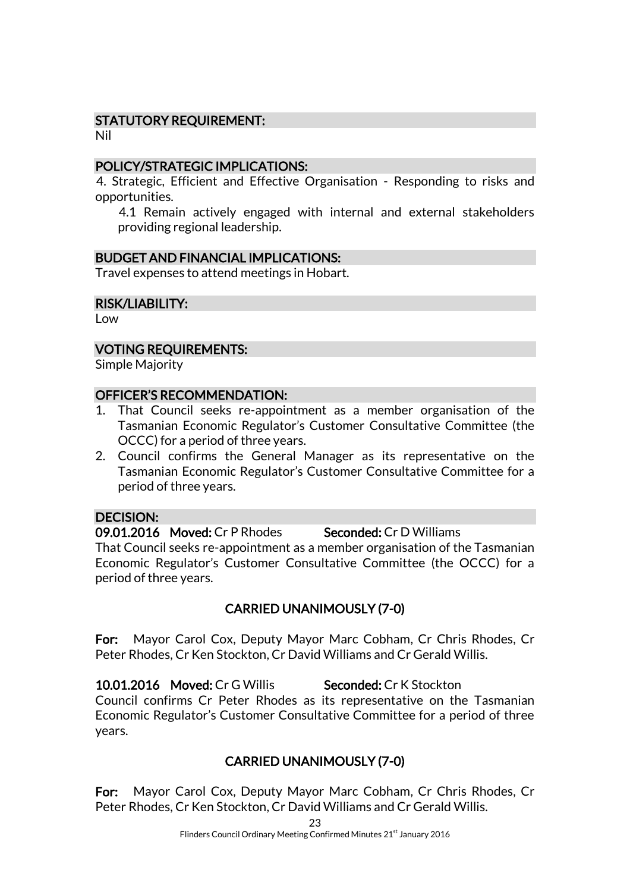### STATUTORY REQUIREMENT:

Nil

### POLICY/STRATEGIC IMPLICATIONS:

4. Strategic, Efficient and Effective Organisation - Responding to risks and opportunities.

   4.1 Remain actively engaged with internal and external stakeholders providing regional leadership.

### BUDGET AND FINANCIAL IMPLICATIONS:

Travel expenses to attend meetings in Hobart.

### RISK/LIABILITY:

Low

### VOTING REQUIREMENTS:

Simple Majority

### OFFICER'S RECOMMENDATION:

1. That Council seeks re-appointment as a member organisation of the Tasmanian Economic Regulator's Customer Consultative Committee (the OCCC) for a period of three years.
2. Council confirms the General Manager as its representative on the Tasmanian Economic Regulator's Customer Consultative Committee for a period of three years.

### DECISION:

**09.01.2016 Moved:** Cr P Rhodes **Seconded:** Cr D Williams

That Council seeks re-appointment as a member organisation of the Tasmanian Economic Regulator's Customer Consultative Committee (the OCCC) for a period of three years.

**CARRIED UNANIMOUSLY (7-0)**

**For:** Mayor Carol Cox, Deputy Mayor Marc Cobham, Cr Chris Rhodes, Cr Peter Rhodes, Cr Ken Stockton, Cr David Williams and Cr Gerald Willis.

**10.01.2016 Moved:** Cr G Willis **Seconded:** Cr K Stockton

Council confirms Cr Peter Rhodes as its representative on the Tasmanian Economic Regulator's Customer Consultative Committee for a period of three years.

**CARRIED UNANIMOUSLY (7-0)**

**For:** Mayor Carol Cox, Deputy Mayor Marc Cobham, Cr Chris Rhodes, Cr Peter Rhodes, Cr Ken Stockton, Cr David Williams and Cr Gerald Willis.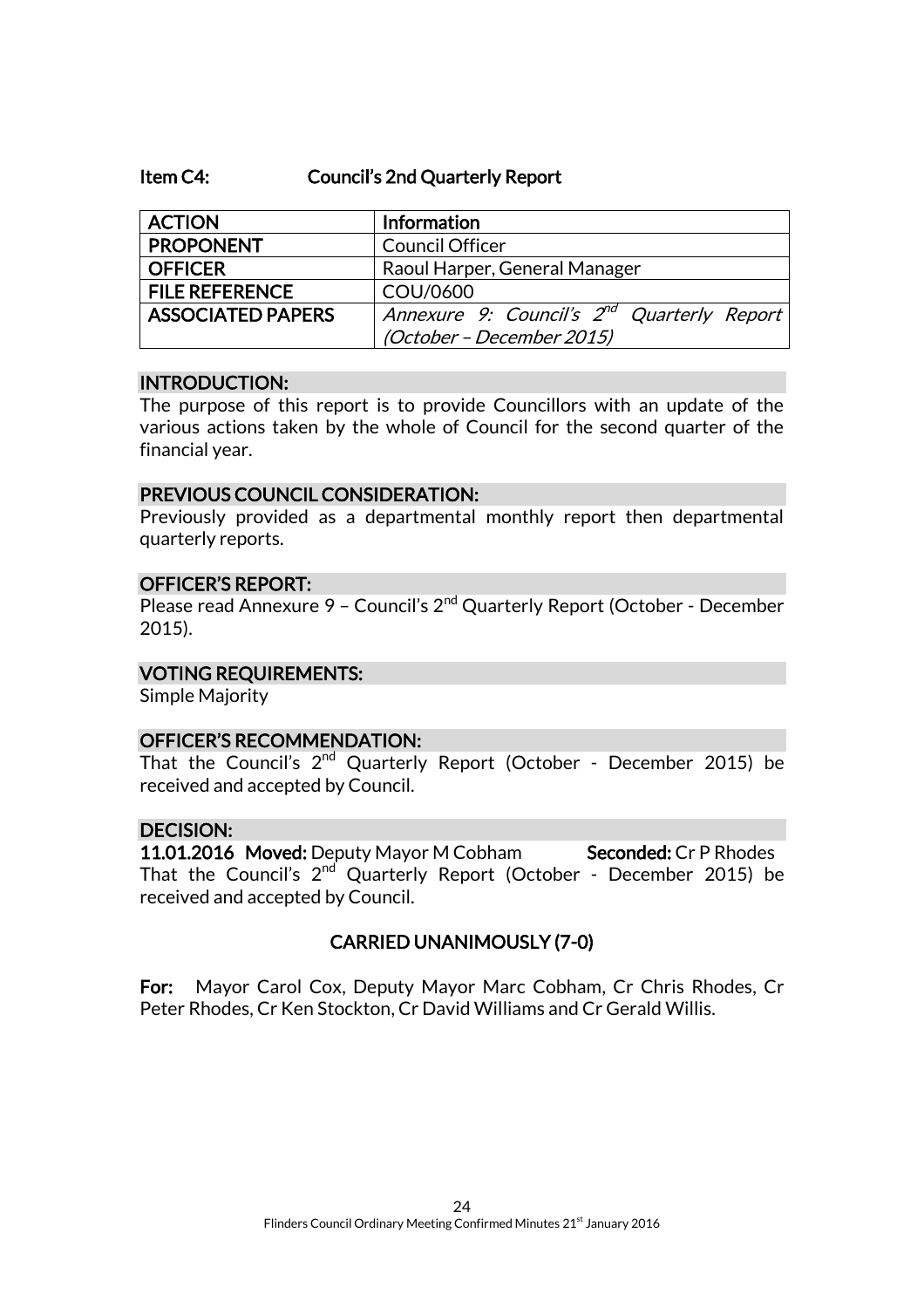**Item C4: Council's 2nd Quarterly Report**

| ACTION | Information |
|---|---|
| PROPONENT | Council Officer |
| OFFICER | Raoul Harper, General Manager |
| FILE REFERENCE | COU/0600 |
| ASSOCIATED PAPERS | *Annexure 9: Council's 2nd Quarterly Report (October – December 2015)* |

### INTRODUCTION:

The purpose of this report is to provide Councillors with an update of the various actions taken by the whole of Council for the second quarter of the financial year.

### PREVIOUS COUNCIL CONSIDERATION:

Previously provided as a departmental monthly report then departmental quarterly reports.

### OFFICER'S REPORT:

Please read Annexure 9 – Council's 2nd Quarterly Report (October - December 2015).

### VOTING REQUIREMENTS:

Simple Majority

### OFFICER'S RECOMMENDATION:

That the Council's 2nd Quarterly Report (October - December 2015) be received and accepted by Council.

### DECISION:

**11.01.2016 Moved:** Deputy Mayor M Cobham **Seconded:** Cr P Rhodes

That the Council's 2nd Quarterly Report (October - December 2015) be received and accepted by Council.

**CARRIED UNANIMOUSLY (7-0)**

**For:** Mayor Carol Cox, Deputy Mayor Marc Cobham, Cr Chris Rhodes, Cr Peter Rhodes, Cr Ken Stockton, Cr David Williams and Cr Gerald Willis.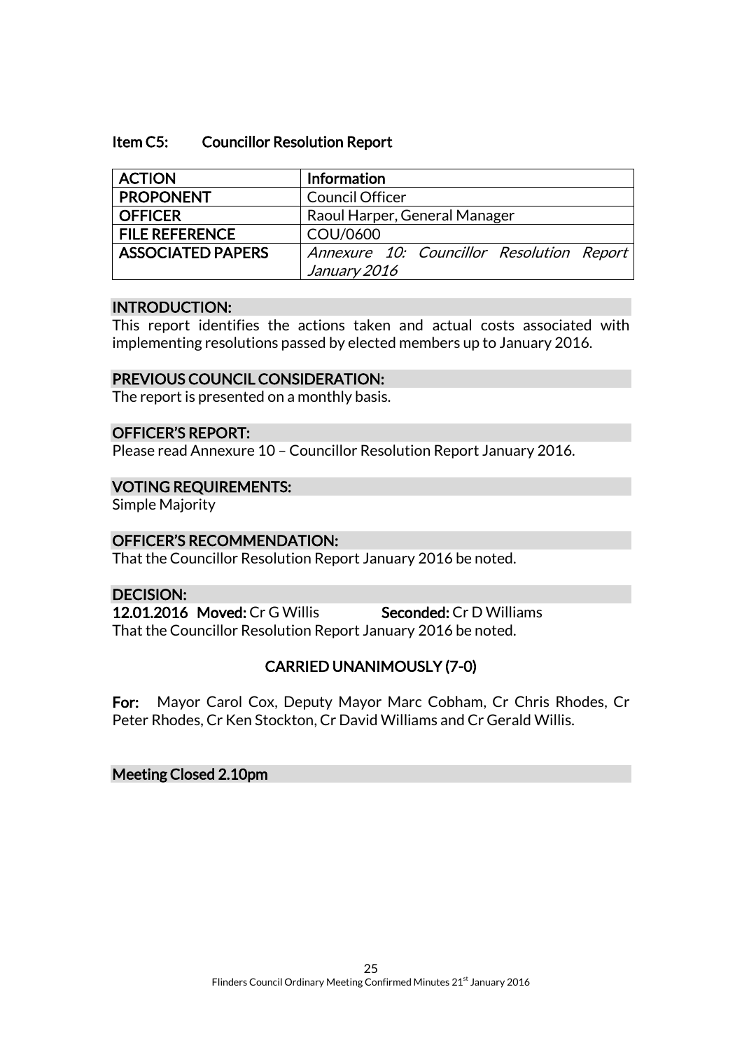### Item C5: Councillor Resolution Report

| | |
|---|---|
| **ACTION** | **Information** |
| **PROPONENT** | Council Officer |
| **OFFICER** | Raoul Harper, General Manager |
| **FILE REFERENCE** | COU/0600 |
| **ASSOCIATED PAPERS** | *Annexure 10: Councillor Resolution Report January 2016* |

**INTRODUCTION:**

This report identifies the actions taken and actual costs associated with implementing resolutions passed by elected members up to January 2016.

**PREVIOUS COUNCIL CONSIDERATION:**

The report is presented on a monthly basis.

**OFFICER'S REPORT:**

Please read Annexure 10 – Councillor Resolution Report January 2016.

**VOTING REQUIREMENTS:**

Simple Majority

**OFFICER'S RECOMMENDATION:**

That the Councillor Resolution Report January 2016 be noted.

**DECISION:**

**12.01.2016 Moved:** Cr G Willis **Seconded:** Cr D Williams

That the Councillor Resolution Report January 2016 be noted.

**CARRIED UNANIMOUSLY (7-0)**

**For:** Mayor Carol Cox, Deputy Mayor Marc Cobham, Cr Chris Rhodes, Cr Peter Rhodes, Cr Ken Stockton, Cr David Williams and Cr Gerald Willis.

**Meeting Closed 2.10pm**